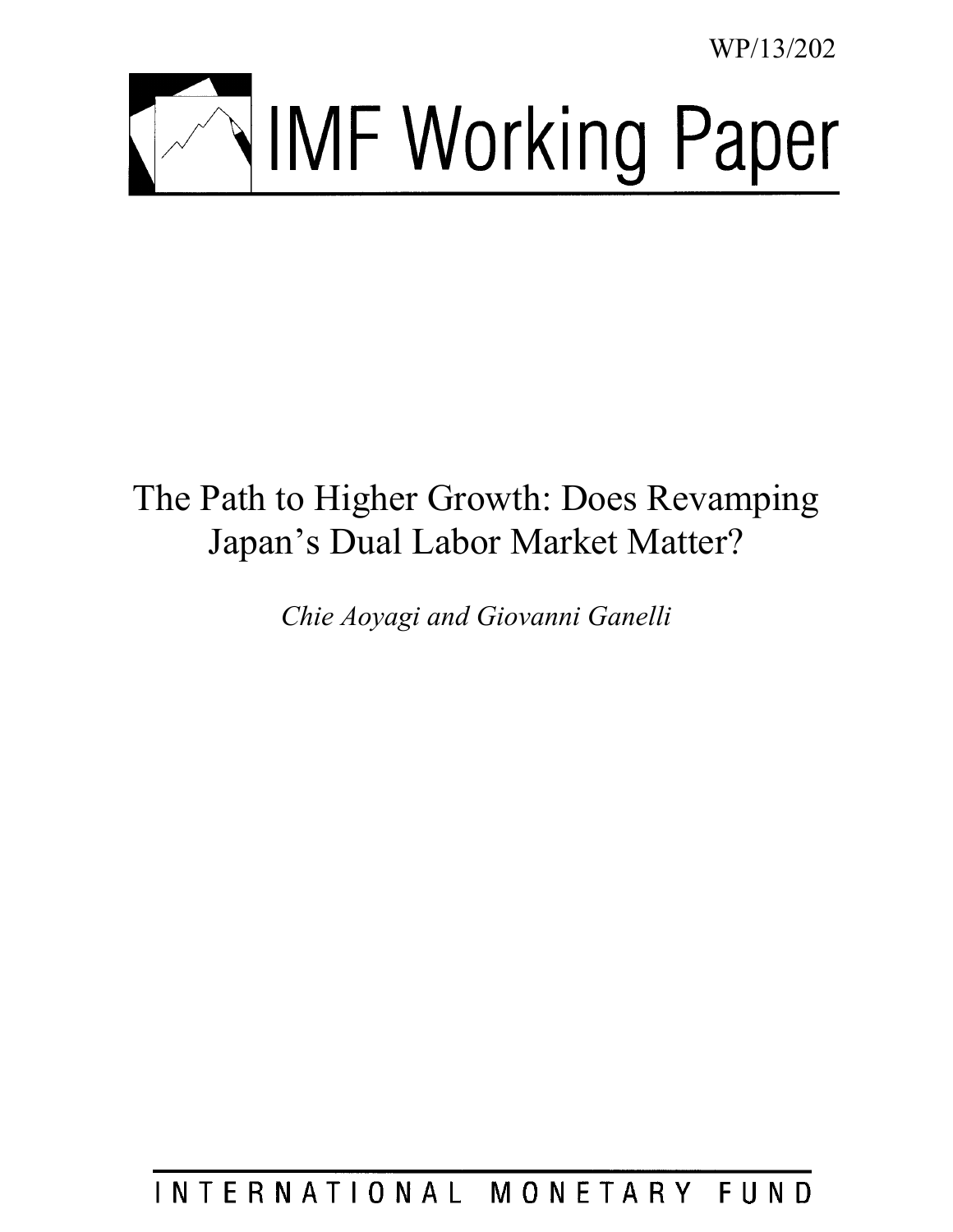WP/13/202

# IMF Working Paper

# The Path to Higher Growth: Does Revamping Japan's Dual Labor Market Matter?

*Chie Aoyagi and Giovanni Ganelli*

INTERNATIONAL MONETARY FUND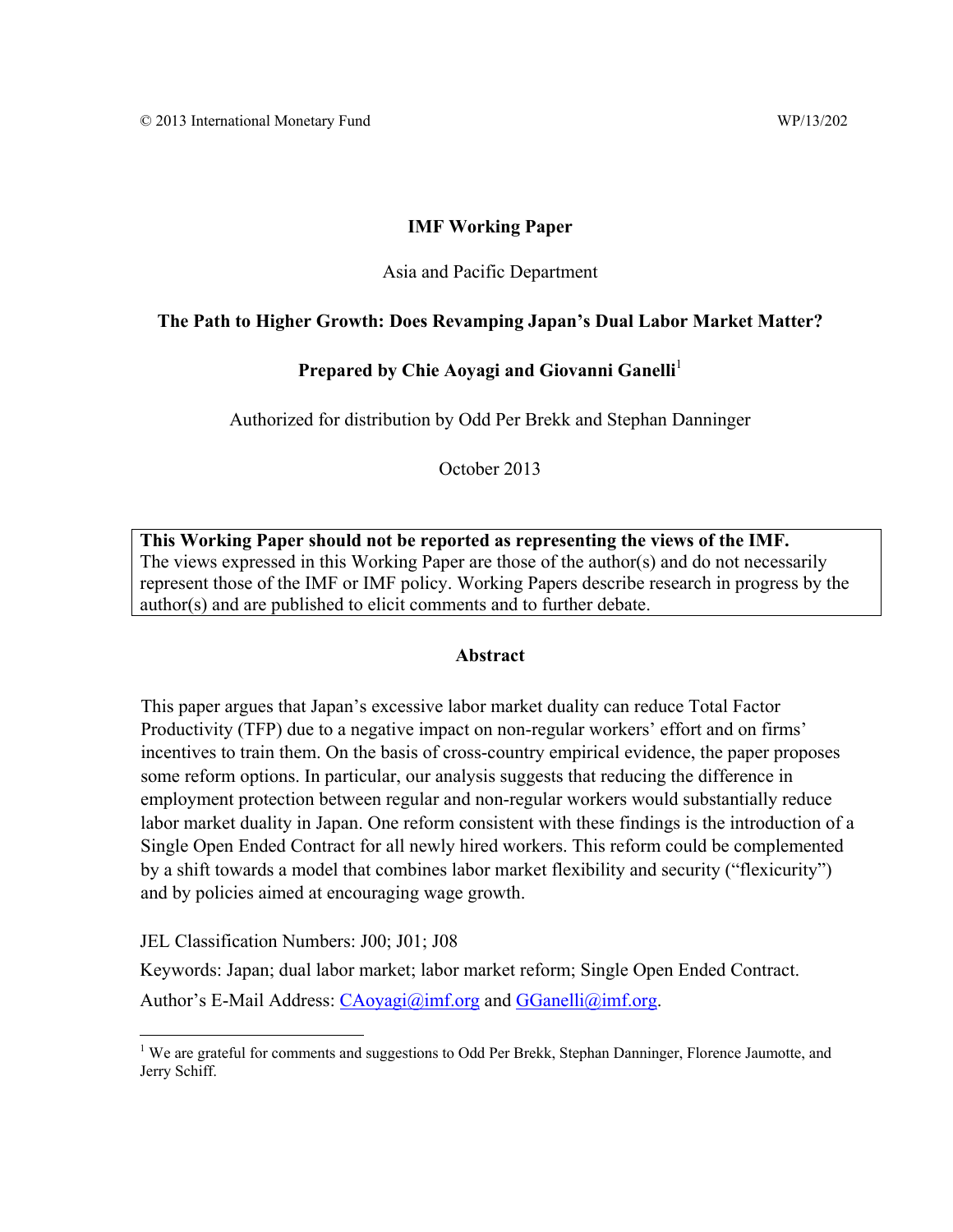© 2013 International Monetary Fund WP/13/202

**IMF Working Paper**

Asia and Pacific Department

**The Path to Higher Growth: Does Revamping Japan's Dual Labor Market Matter?**

**Prepared by Chie Aoyagi and Giovanni Ganelli**[1]

Authorized for distribution by Odd Per Brekk and Stephan Danninger

October 2013

**This Working Paper should not be reported as representing the views of the IMF.**
The views expressed in this Working Paper are those of the author(s) and do not necessarily represent those of the IMF or IMF policy. Working Papers describe research in progress by the author(s) and are published to elicit comments and to further debate.

## Abstract

This paper argues that Japan's excessive labor market duality can reduce Total Factor Productivity (TFP) due to a negative impact on non-regular workers' effort and on firms' incentives to train them. On the basis of cross-country empirical evidence, the paper proposes some reform options. In particular, our analysis suggests that reducing the difference in employment protection between regular and non-regular workers would substantially reduce labor market duality in Japan. One reform consistent with these findings is the introduction of a Single Open Ended Contract for all newly hired workers. This reform could be complemented by a shift towards a model that combines labor market flexibility and security ("flexicurity") and by policies aimed at encouraging wage growth.

JEL Classification Numbers: J00; J01; J08

Keywords: Japan; dual labor market; labor market reform; Single Open Ended Contract.

Author's E-Mail Address: CAoyagi@imf.org and GGanelli@imf.org.

[1] We are grateful for comments and suggestions to Odd Per Brekk, Stephan Danninger, Florence Jaumotte, and Jerry Schiff.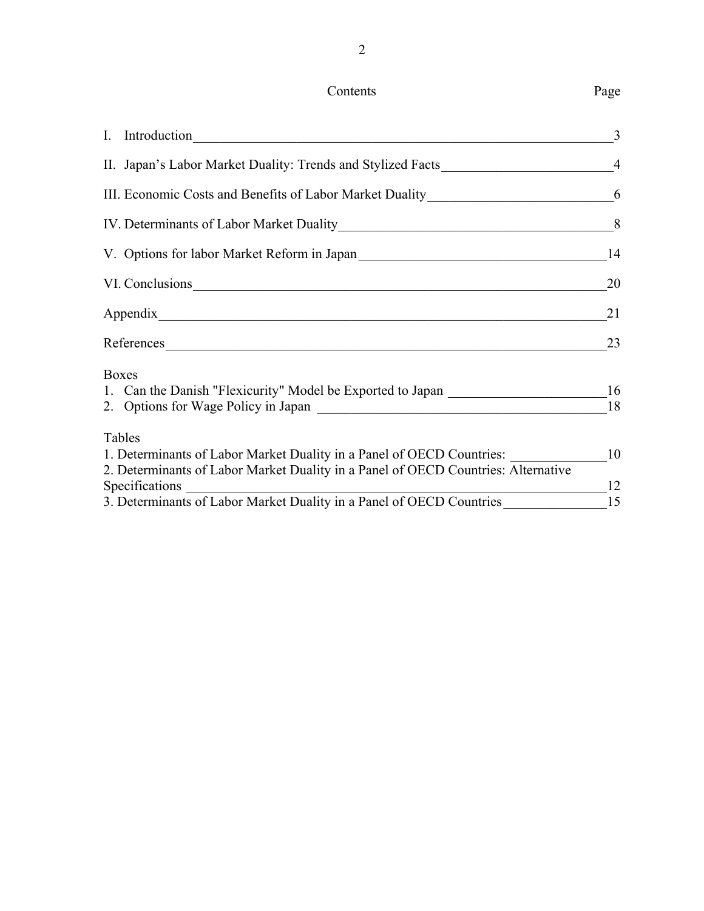Contents

| | Page |
|---|---|
| I. Introduction | 3 |
| II. Japan's Labor Market Duality: Trends and Stylized Facts | 4 |
| III. Economic Costs and Benefits of Labor Market Duality | 6 |
| IV. Determinants of Labor Market Duality | 8 |
| V. Options for labor Market Reform in Japan | 14 |
| VI. Conclusions | 20 |
| Appendix | 21 |
| References | 23 |

Boxes

| | |
|---|---|
| 1. Can the Danish "Flexicurity" Model be Exported to Japan | 16 |
| 2. Options for Wage Policy in Japan | 18 |

Tables

| | |
|---|---|
| 1. Determinants of Labor Market Duality in a Panel of OECD Countries: | 10 |
| 2. Determinants of Labor Market Duality in a Panel of OECD Countries: Alternative Specifications | 12 |
| 3. Determinants of Labor Market Duality in a Panel of OECD Countries | 15 |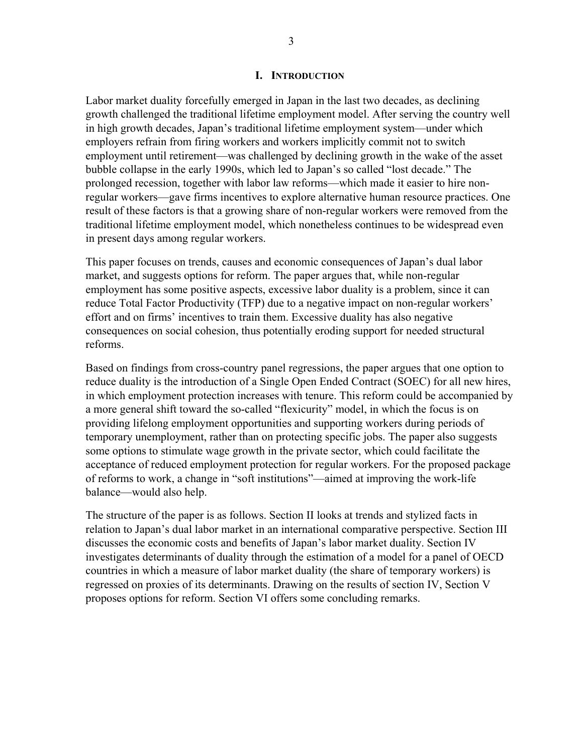## I. INTRODUCTION

Labor market duality forcefully emerged in Japan in the last two decades, as declining growth challenged the traditional lifetime employment model. After serving the country well in high growth decades, Japan's traditional lifetime employment system—under which employers refrain from firing workers and workers implicitly commit not to switch employment until retirement—was challenged by declining growth in the wake of the asset bubble collapse in the early 1990s, which led to Japan's so called "lost decade." The prolonged recession, together with labor law reforms—which made it easier to hire non-regular workers—gave firms incentives to explore alternative human resource practices. One result of these factors is that a growing share of non-regular workers were removed from the traditional lifetime employment model, which nonetheless continues to be widespread even in present days among regular workers.

This paper focuses on trends, causes and economic consequences of Japan's dual labor market, and suggests options for reform. The paper argues that, while non-regular employment has some positive aspects, excessive labor duality is a problem, since it can reduce Total Factor Productivity (TFP) due to a negative impact on non-regular workers' effort and on firms' incentives to train them. Excessive duality has also negative consequences on social cohesion, thus potentially eroding support for needed structural reforms.

Based on findings from cross-country panel regressions, the paper argues that one option to reduce duality is the introduction of a Single Open Ended Contract (SOEC) for all new hires, in which employment protection increases with tenure. This reform could be accompanied by a more general shift toward the so-called "flexicurity" model, in which the focus is on providing lifelong employment opportunities and supporting workers during periods of temporary unemployment, rather than on protecting specific jobs. The paper also suggests some options to stimulate wage growth in the private sector, which could facilitate the acceptance of reduced employment protection for regular workers. For the proposed package of reforms to work, a change in "soft institutions"—aimed at improving the work-life balance—would also help.

The structure of the paper is as follows. Section II looks at trends and stylized facts in relation to Japan's dual labor market in an international comparative perspective. Section III discusses the economic costs and benefits of Japan's labor market duality. Section IV investigates determinants of duality through the estimation of a model for a panel of OECD countries in which a measure of labor market duality (the share of temporary workers) is regressed on proxies of its determinants. Drawing on the results of section IV, Section V proposes options for reform. Section VI offers some concluding remarks.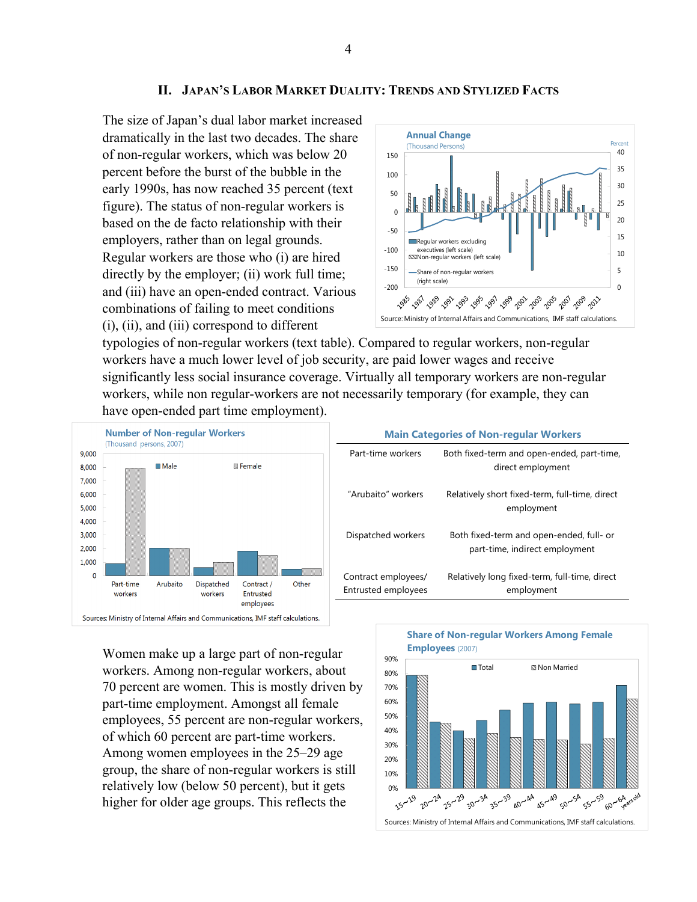## II. Japan's Labor Market Duality: Trends and Stylized Facts

The size of Japan's dual labor market increased dramatically in the last two decades. The share of non-regular workers, which was below 20 percent before the burst of the bubble in the early 1990s, has now reached 35 percent (text figure). The status of non-regular workers is based on the de facto relationship with their employers, rather than on legal grounds. Regular workers are those who (i) are hired directly by the employer; (ii) work full time; and (iii) have an open-ended contract. Various combinations of failing to meet conditions (i), (ii), and (iii) correspond to different typologies of non-regular workers (text table). Compared to regular workers, non-regular workers have a much lower level of job security, are paid lower wages and receive significantly less social insurance coverage. Virtually all temporary workers are non-regular workers, while non regular-workers are not necessarily temporary (for example, they can have open-ended part time employment).

**Annual Change** (Thousand Persons)

Source: Ministry of Internal Affairs and Communications, IMF staff calculations.

**Number of Non-regular Workers** (Thousand persons, 2007)

Sources: Ministry of Internal Affairs and Communications, IMF staff calculations.

**Main Categories of Non-regular Workers**

| | |
|---|---|
| Part-time workers | Both fixed-term and open-ended, part-time, direct employment |
| "Arubaito" workers | Relatively short fixed-term, full-time, direct employment |
| Dispatched workers | Both fixed-term and open-ended, full- or part-time, indirect employment |
| Contract employees/ Entrusted employees | Relatively long fixed-term, full-time, direct employment |

Women make up a large part of non-regular workers. Among non-regular workers, about 70 percent are women. This is mostly driven by part-time employment. Amongst all female employees, 55 percent are non-regular workers, of which 60 percent are part-time workers. Among women employees in the 25–29 age group, the share of non-regular workers is still relatively low (below 50 percent), but it gets higher for older age groups. This reflects the

**Share of Non-regular Workers Among Female Employees** (2007)

Sources: Ministry of Internal Affairs and Communications, IMF staff calculations.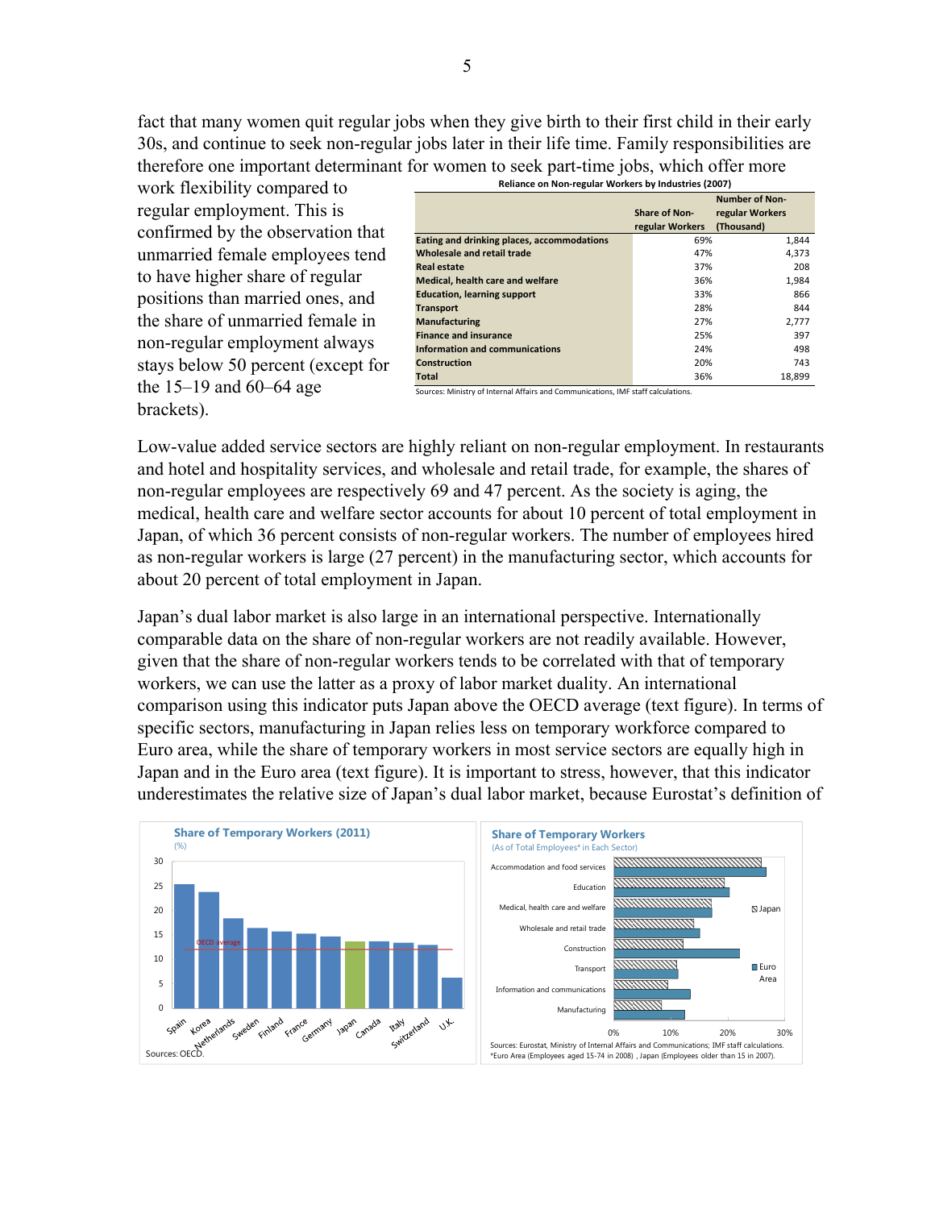fact that many women quit regular jobs when they give birth to their first child in their early 30s, and continue to seek non-regular jobs later in their life time. Family responsibilities are therefore one important determinant for women to seek part-time jobs, which offer more work flexibility compared to regular employment. This is confirmed by the observation that unmarried female employees tend to have higher share of regular positions than married ones, and the share of unmarried female in non-regular employment always stays below 50 percent (except for the 15–19 and 60–64 age brackets).

**Reliance on Non-regular Workers by Industries (2007)**

| | Share of Non-regular Workers | Number of Non-regular Workers (Thousand) |
|---|---|---|
| Eating and drinking places, accommodations | 69% | 1,844 |
| Wholesale and retail trade | 47% | 4,373 |
| Real estate | 37% | 208 |
| Medical, health care and welfare | 36% | 1,984 |
| Education, learning support | 33% | 866 |
| Transport | 28% | 844 |
| Manufacturing | 27% | 2,777 |
| Finance and insurance | 25% | 397 |
| Information and communications | 24% | 498 |
| Construction | 20% | 743 |
| Total | 36% | 18,899 |

Sources: Ministry of Internal Affairs and Communications, IMF staff calculations.

Low-value added service sectors are highly reliant on non-regular employment. In restaurants and hotel and hospitality services, and wholesale and retail trade, for example, the shares of non-regular employees are respectively 69 and 47 percent. As the society is aging, the medical, health care and welfare sector accounts for about 10 percent of total employment in Japan, of which 36 percent consists of non-regular workers. The number of employees hired as non-regular workers is large (27 percent) in the manufacturing sector, which accounts for about 20 percent of total employment in Japan.

Japan's dual labor market is also large in an international perspective. Internationally comparable data on the share of non-regular workers are not readily available. However, given that the share of non-regular workers tends to be correlated with that of temporary workers, we can use the latter as a proxy of labor market duality. An international comparison using this indicator puts Japan above the OECD average (text figure). In terms of specific sectors, manufacturing in Japan relies less on temporary workforce compared to Euro area, while the share of temporary workers in most service sectors are equally high in Japan and in the Euro area (text figure). It is important to stress, however, that this indicator underestimates the relative size of Japan's dual labor market, because Eurostat's definition of

**Share of Temporary Workers (2011)**
(%)

Sources: OECD.

**Share of Temporary Workers**
(As of Total Employees* in Each Sector)

Sources: Eurostat, Ministry of Internal Affairs and Communications; IMF staff calculations.
*Euro Area (Employees aged 15-74 in 2008) , Japan (Employees older than 15 in 2007).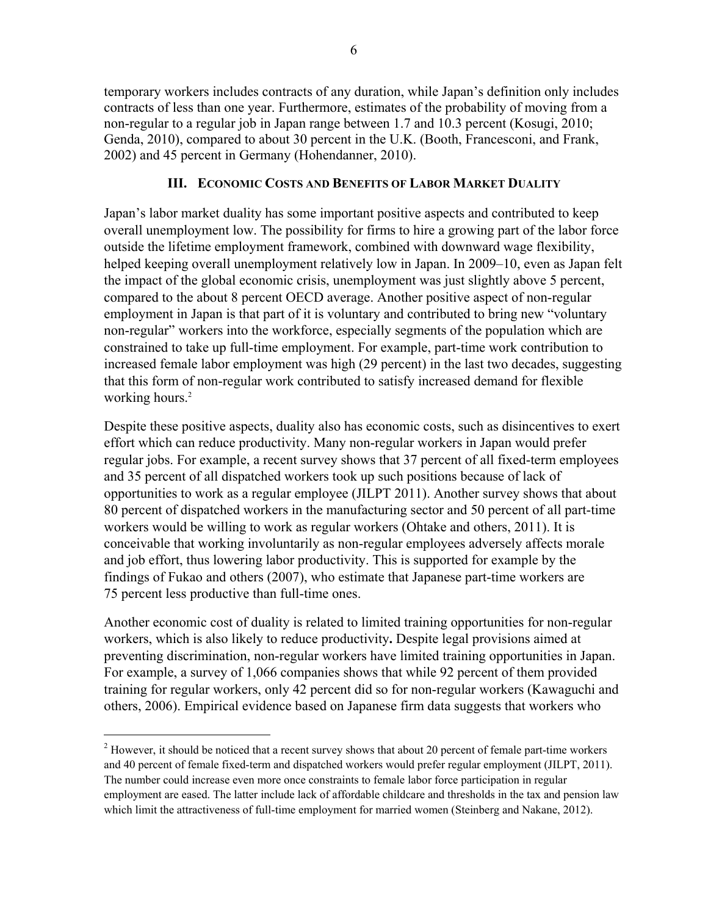temporary workers includes contracts of any duration, while Japan's definition only includes contracts of less than one year. Furthermore, estimates of the probability of moving from a non-regular to a regular job in Japan range between 1.7 and 10.3 percent (Kosugi, 2010; Genda, 2010), compared to about 30 percent in the U.K. (Booth, Francesconi, and Frank, 2002) and 45 percent in Germany (Hohendanner, 2010).

## III. Economic Costs and Benefits of Labor Market Duality

Japan's labor market duality has some important positive aspects and contributed to keep overall unemployment low. The possibility for firms to hire a growing part of the labor force outside the lifetime employment framework, combined with downward wage flexibility, helped keeping overall unemployment relatively low in Japan. In 2009–10, even as Japan felt the impact of the global economic crisis, unemployment was just slightly above 5 percent, compared to the about 8 percent OECD average. Another positive aspect of non-regular employment in Japan is that part of it is voluntary and contributed to bring new "voluntary non-regular" workers into the workforce, especially segments of the population which are constrained to take up full-time employment. For example, part-time work contribution to increased female labor employment was high (29 percent) in the last two decades, suggesting that this form of non-regular work contributed to satisfy increased demand for flexible working hours.[2]

Despite these positive aspects, duality also has economic costs, such as disincentives to exert effort which can reduce productivity. Many non-regular workers in Japan would prefer regular jobs. For example, a recent survey shows that 37 percent of all fixed-term employees and 35 percent of all dispatched workers took up such positions because of lack of opportunities to work as a regular employee (JILPT 2011). Another survey shows that about 80 percent of dispatched workers in the manufacturing sector and 50 percent of all part-time workers would be willing to work as regular workers (Ohtake and others, 2011). It is conceivable that working involuntarily as non-regular employees adversely affects morale and job effort, thus lowering labor productivity. This is supported for example by the findings of Fukao and others (2007), who estimate that Japanese part-time workers are 75 percent less productive than full-time ones.

Another economic cost of duality is related to limited training opportunities for non-regular workers, which is also likely to reduce productivity**.** Despite legal provisions aimed at preventing discrimination, non-regular workers have limited training opportunities in Japan. For example, a survey of 1,066 companies shows that while 92 percent of them provided training for regular workers, only 42 percent did so for non-regular workers (Kawaguchi and others, 2006). Empirical evidence based on Japanese firm data suggests that workers who

---

[2] However, it should be noticed that a recent survey shows that about 20 percent of female part-time workers and 40 percent of female fixed-term and dispatched workers would prefer regular employment (JILPT, 2011). The number could increase even more once constraints to female labor force participation in regular employment are eased. The latter include lack of affordable childcare and thresholds in the tax and pension law which limit the attractiveness of full-time employment for married women (Steinberg and Nakane, 2012).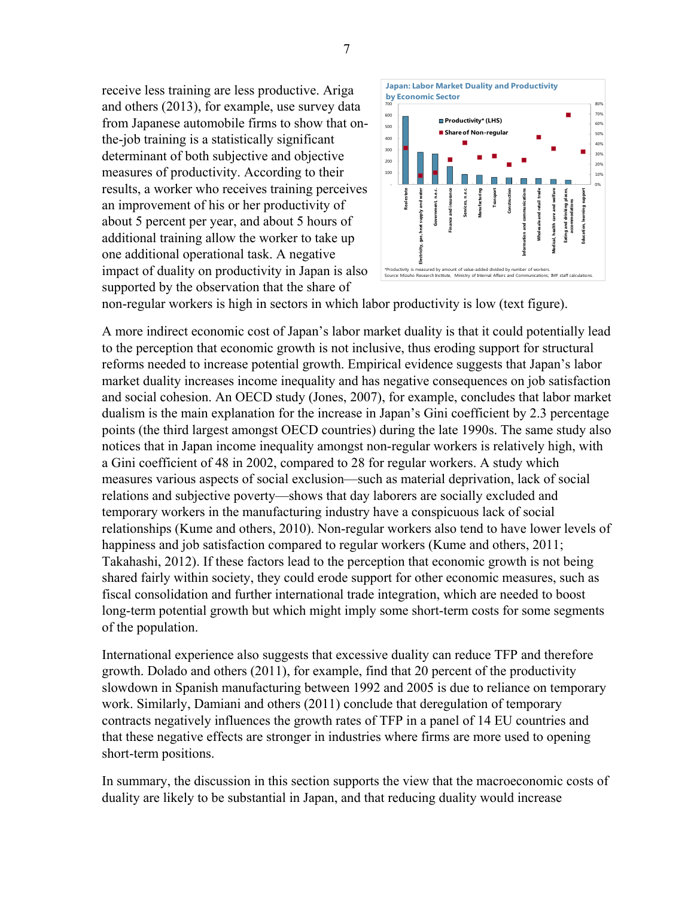receive less training are less productive. Ariga and others (2013), for example, use survey data from Japanese automobile firms to show that on-the-job training is a statistically significant determinant of both subjective and objective measures of productivity. According to their results, a worker who receives training perceives an improvement of his or her productivity of about 5 percent per year, and about 5 hours of additional training allow the worker to take up one additional operational task. A negative impact of duality on productivity in Japan is also supported by the observation that the share of non-regular workers is high in sectors in which labor productivity is low (text figure).

**Japan: Labor Market Duality and Productivity by Economic Sector**

*Productivity is measured by amount of value-added divided by number of workers.
Source: Mizuho Research Institute, Ministry of Internal Affairs and Communications; IMF staff calculations.

A more indirect economic cost of Japan's labor market duality is that it could potentially lead to the perception that economic growth is not inclusive, thus eroding support for structural reforms needed to increase potential growth. Empirical evidence suggests that Japan's labor market duality increases income inequality and has negative consequences on job satisfaction and social cohesion. An OECD study (Jones, 2007), for example, concludes that labor market dualism is the main explanation for the increase in Japan's Gini coefficient by 2.3 percentage points (the third largest amongst OECD countries) during the late 1990s. The same study also notices that in Japan income inequality amongst non-regular workers is relatively high, with a Gini coefficient of 48 in 2002, compared to 28 for regular workers. A study which measures various aspects of social exclusion—such as material deprivation, lack of social relations and subjective poverty—shows that day laborers are socially excluded and temporary workers in the manufacturing industry have a conspicuous lack of social relationships (Kume and others, 2010). Non-regular workers also tend to have lower levels of happiness and job satisfaction compared to regular workers (Kume and others, 2011; Takahashi, 2012). If these factors lead to the perception that economic growth is not being shared fairly within society, they could erode support for other economic measures, such as fiscal consolidation and further international trade integration, which are needed to boost long-term potential growth but which might imply some short-term costs for some segments of the population.

International experience also suggests that excessive duality can reduce TFP and therefore growth. Dolado and others (2011), for example, find that 20 percent of the productivity slowdown in Spanish manufacturing between 1992 and 2005 is due to reliance on temporary work. Similarly, Damiani and others (2011) conclude that deregulation of temporary contracts negatively influences the growth rates of TFP in a panel of 14 EU countries and that these negative effects are stronger in industries where firms are more used to opening short-term positions.

In summary, the discussion in this section supports the view that the macroeconomic costs of duality are likely to be substantial in Japan, and that reducing duality would increase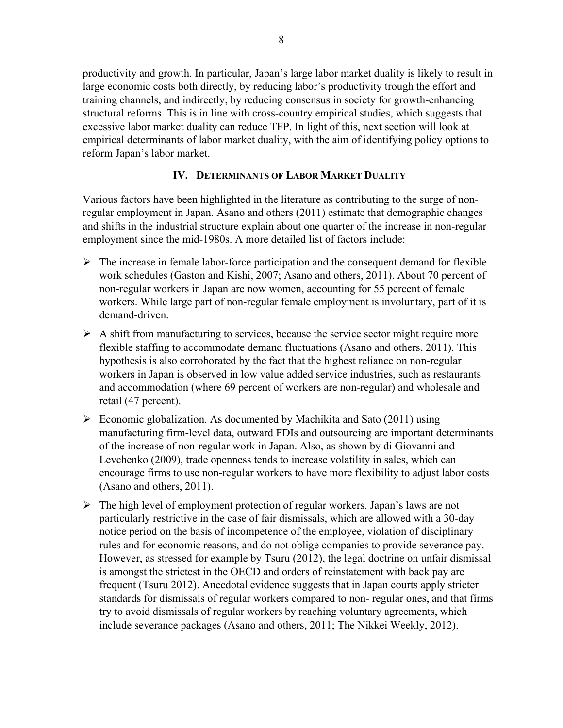productivity and growth. In particular, Japan's large labor market duality is likely to result in large economic costs both directly, by reducing labor's productivity trough the effort and training channels, and indirectly, by reducing consensus in society for growth-enhancing structural reforms. This is in line with cross-country empirical studies, which suggests that excessive labor market duality can reduce TFP. In light of this, next section will look at empirical determinants of labor market duality, with the aim of identifying policy options to reform Japan's labor market.

## IV. Determinants of Labor Market Duality

Various factors have been highlighted in the literature as contributing to the surge of non-regular employment in Japan. Asano and others (2011) estimate that demographic changes and shifts in the industrial structure explain about one quarter of the increase in non-regular employment since the mid-1980s. A more detailed list of factors include:

- The increase in female labor-force participation and the consequent demand for flexible work schedules (Gaston and Kishi, 2007; Asano and others, 2011). About 70 percent of non-regular workers in Japan are now women, accounting for 55 percent of female workers. While large part of non-regular female employment is involuntary, part of it is demand-driven.
- A shift from manufacturing to services, because the service sector might require more flexible staffing to accommodate demand fluctuations (Asano and others, 2011). This hypothesis is also corroborated by the fact that the highest reliance on non-regular workers in Japan is observed in low value added service industries, such as restaurants and accommodation (where 69 percent of workers are non-regular) and wholesale and retail (47 percent).
- Economic globalization. As documented by Machikita and Sato (2011) using manufacturing firm-level data, outward FDIs and outsourcing are important determinants of the increase of non-regular work in Japan. Also, as shown by di Giovanni and Levchenko (2009), trade openness tends to increase volatility in sales, which can encourage firms to use non-regular workers to have more flexibility to adjust labor costs (Asano and others, 2011).
- The high level of employment protection of regular workers. Japan's laws are not particularly restrictive in the case of fair dismissals, which are allowed with a 30-day notice period on the basis of incompetence of the employee, violation of disciplinary rules and for economic reasons, and do not oblige companies to provide severance pay. However, as stressed for example by Tsuru (2012), the legal doctrine on unfair dismissal is amongst the strictest in the OECD and orders of reinstatement with back pay are frequent (Tsuru 2012). Anecdotal evidence suggests that in Japan courts apply stricter standards for dismissals of regular workers compared to non- regular ones, and that firms try to avoid dismissals of regular workers by reaching voluntary agreements, which include severance packages (Asano and others, 2011; The Nikkei Weekly, 2012).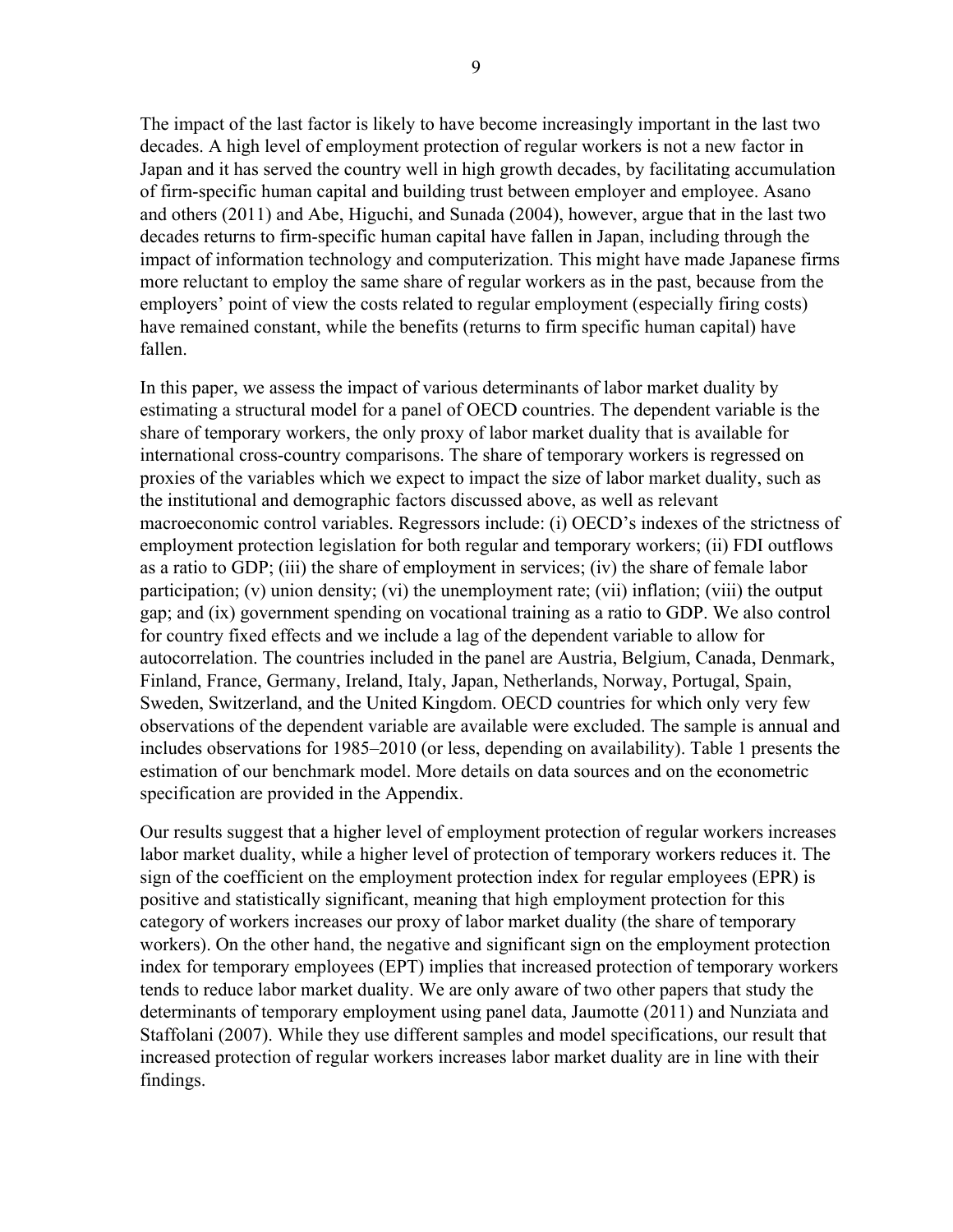The impact of the last factor is likely to have become increasingly important in the last two decades. A high level of employment protection of regular workers is not a new factor in Japan and it has served the country well in high growth decades, by facilitating accumulation of firm-specific human capital and building trust between employer and employee. Asano and others (2011) and Abe, Higuchi, and Sunada (2004), however, argue that in the last two decades returns to firm-specific human capital have fallen in Japan, including through the impact of information technology and computerization. This might have made Japanese firms more reluctant to employ the same share of regular workers as in the past, because from the employers' point of view the costs related to regular employment (especially firing costs) have remained constant, while the benefits (returns to firm specific human capital) have fallen.

In this paper, we assess the impact of various determinants of labor market duality by estimating a structural model for a panel of OECD countries. The dependent variable is the share of temporary workers, the only proxy of labor market duality that is available for international cross-country comparisons. The share of temporary workers is regressed on proxies of the variables which we expect to impact the size of labor market duality, such as the institutional and demographic factors discussed above, as well as relevant macroeconomic control variables. Regressors include: (i) OECD's indexes of the strictness of employment protection legislation for both regular and temporary workers; (ii) FDI outflows as a ratio to GDP; (iii) the share of employment in services; (iv) the share of female labor participation; (v) union density; (vi) the unemployment rate; (vii) inflation; (viii) the output gap; and (ix) government spending on vocational training as a ratio to GDP. We also control for country fixed effects and we include a lag of the dependent variable to allow for autocorrelation. The countries included in the panel are Austria, Belgium, Canada, Denmark, Finland, France, Germany, Ireland, Italy, Japan, Netherlands, Norway, Portugal, Spain, Sweden, Switzerland, and the United Kingdom. OECD countries for which only very few observations of the dependent variable are available were excluded. The sample is annual and includes observations for 1985–2010 (or less, depending on availability). Table 1 presents the estimation of our benchmark model. More details on data sources and on the econometric specification are provided in the Appendix.

Our results suggest that a higher level of employment protection of regular workers increases labor market duality, while a higher level of protection of temporary workers reduces it. The sign of the coefficient on the employment protection index for regular employees (EPR) is positive and statistically significant, meaning that high employment protection for this category of workers increases our proxy of labor market duality (the share of temporary workers). On the other hand, the negative and significant sign on the employment protection index for temporary employees (EPT) implies that increased protection of temporary workers tends to reduce labor market duality. We are only aware of two other papers that study the determinants of temporary employment using panel data, Jaumotte (2011) and Nunziata and Staffolani (2007). While they use different samples and model specifications, our result that increased protection of regular workers increases labor market duality are in line with their findings.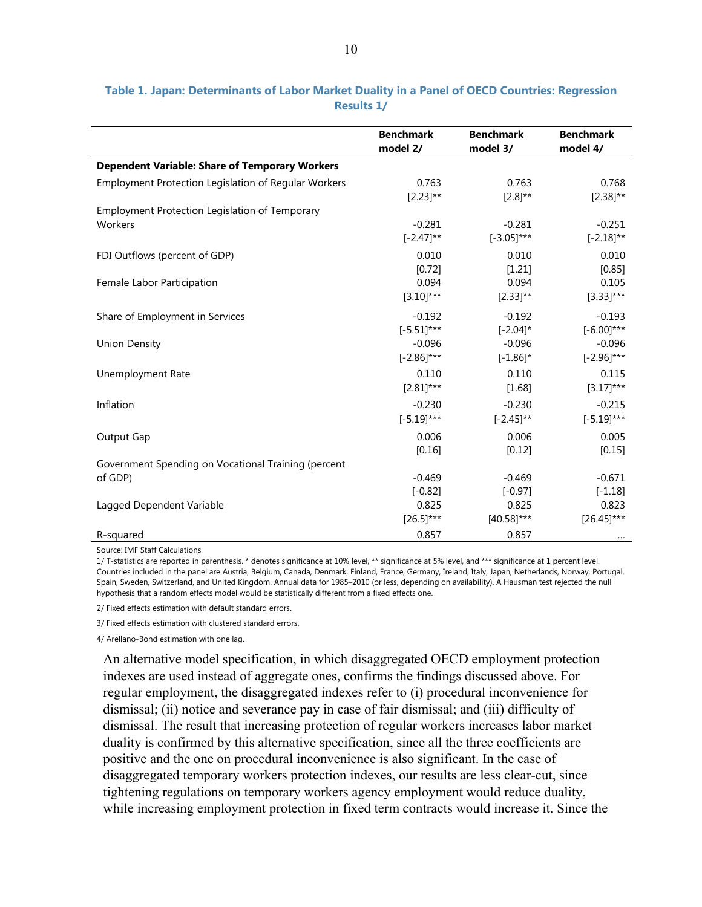**Table 1. Japan: Determinants of Labor Market Duality in a Panel of OECD Countries: Regression Results 1/**

| | Benchmark model 2/ | Benchmark model 3/ | Benchmark model 4/ |
|---|---|---|---|
| **Dependent Variable: Share of Temporary Workers** | | | |
| Employment Protection Legislation of Regular Workers | 0.763 | 0.763 | 0.768 |
| | [2.23]** | [2.8]** | [2.38]** |
| Employment Protection Legislation of Temporary Workers | -0.281 | -0.281 | -0.251 |
| | [-2.47]** | [-3.05]*** | [-2.18]** |
| FDI Outflows (percent of GDP) | 0.010 | 0.010 | 0.010 |
| | [0.72] | [1.21] | [0.85] |
| Female Labor Participation | 0.094 | 0.094 | 0.105 |
| | [3.10]*** | [2.33]** | [3.33]*** |
| Share of Employment in Services | -0.192 | -0.192 | -0.193 |
| | [-5.51]*** | [-2.04]* | [-6.00]*** |
| Union Density | -0.096 | -0.096 | -0.096 |
| | [-2.86]*** | [-1.86]* | [-2.96]*** |
| Unemployment Rate | 0.110 | 0.110 | 0.115 |
| | [2.81]*** | [1.68] | [3.17]*** |
| Inflation | -0.230 | -0.230 | -0.215 |
| | [-5.19]*** | [-2.45]** | [-5.19]*** |
| Output Gap | 0.006 | 0.006 | 0.005 |
| | [0.16] | [0.12] | [0.15] |
| Government Spending on Vocational Training (percent of GDP) | -0.469 | -0.469 | -0.671 |
| | [-0.82] | [-0.97] | [-1.18] |
| Lagged Dependent Variable | 0.825 | 0.825 | 0.823 |
| | [26.5]*** | [40.58]*** | [26.45]*** |
| R-squared | 0.857 | 0.857 | … |

Source: IMF Staff Calculations

1/ T-statistics are reported in parenthesis. * denotes significance at 10% level, ** significance at 5% level, and *** significance at 1 percent level. Countries included in the panel are Austria, Belgium, Canada, Denmark, Finland, France, Germany, Ireland, Italy, Japan, Netherlands, Norway, Portugal, Spain, Sweden, Switzerland, and United Kingdom. Annual data for 1985–2010 (or less, depending on availability). A Hausman test rejected the null hypothesis that a random effects model would be statistically different from a fixed effects one.

2/ Fixed effects estimation with default standard errors.

3/ Fixed effects estimation with clustered standard errors.

4/ Arellano-Bond estimation with one lag.

An alternative model specification, in which disaggregated OECD employment protection indexes are used instead of aggregate ones, confirms the findings discussed above. For regular employment, the disaggregated indexes refer to (i) procedural inconvenience for dismissal; (ii) notice and severance pay in case of fair dismissal; and (iii) difficulty of dismissal. The result that increasing protection of regular workers increases labor market duality is confirmed by this alternative specification, since all the three coefficients are positive and the one on procedural inconvenience is also significant. In the case of disaggregated temporary workers protection indexes, our results are less clear-cut, since tightening regulations on temporary workers agency employment would reduce duality, while increasing employment protection in fixed term contracts would increase it. Since the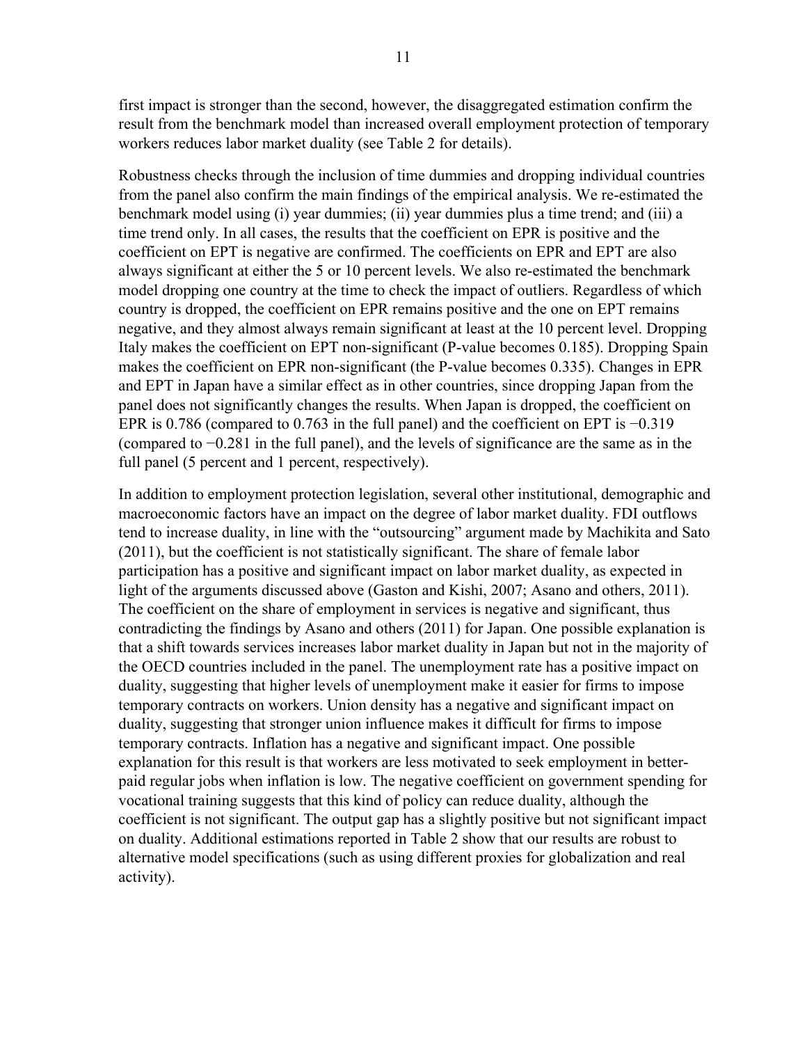first impact is stronger than the second, however, the disaggregated estimation confirm the result from the benchmark model than increased overall employment protection of temporary workers reduces labor market duality (see Table 2 for details).

Robustness checks through the inclusion of time dummies and dropping individual countries from the panel also confirm the main findings of the empirical analysis. We re-estimated the benchmark model using (i) year dummies; (ii) year dummies plus a time trend; and (iii) a time trend only. In all cases, the results that the coefficient on EPR is positive and the coefficient on EPT is negative are confirmed. The coefficients on EPR and EPT are also always significant at either the 5 or 10 percent levels. We also re-estimated the benchmark model dropping one country at the time to check the impact of outliers. Regardless of which country is dropped, the coefficient on EPR remains positive and the one on EPT remains negative, and they almost always remain significant at least at the 10 percent level. Dropping Italy makes the coefficient on EPT non-significant (P-value becomes 0.185). Dropping Spain makes the coefficient on EPR non-significant (the P-value becomes 0.335). Changes in EPR and EPT in Japan have a similar effect as in other countries, since dropping Japan from the panel does not significantly changes the results. When Japan is dropped, the coefficient on EPR is 0.786 (compared to 0.763 in the full panel) and the coefficient on EPT is −0.319 (compared to −0.281 in the full panel), and the levels of significance are the same as in the full panel (5 percent and 1 percent, respectively).

In addition to employment protection legislation, several other institutional, demographic and macroeconomic factors have an impact on the degree of labor market duality. FDI outflows tend to increase duality, in line with the "outsourcing" argument made by Machikita and Sato (2011), but the coefficient is not statistically significant. The share of female labor participation has a positive and significant impact on labor market duality, as expected in light of the arguments discussed above (Gaston and Kishi, 2007; Asano and others, 2011). The coefficient on the share of employment in services is negative and significant, thus contradicting the findings by Asano and others (2011) for Japan. One possible explanation is that a shift towards services increases labor market duality in Japan but not in the majority of the OECD countries included in the panel. The unemployment rate has a positive impact on duality, suggesting that higher levels of unemployment make it easier for firms to impose temporary contracts on workers. Union density has a negative and significant impact on duality, suggesting that stronger union influence makes it difficult for firms to impose temporary contracts. Inflation has a negative and significant impact. One possible explanation for this result is that workers are less motivated to seek employment in better-paid regular jobs when inflation is low. The negative coefficient on government spending for vocational training suggests that this kind of policy can reduce duality, although the coefficient is not significant. The output gap has a slightly positive but not significant impact on duality. Additional estimations reported in Table 2 show that our results are robust to alternative model specifications (such as using different proxies for globalization and real activity).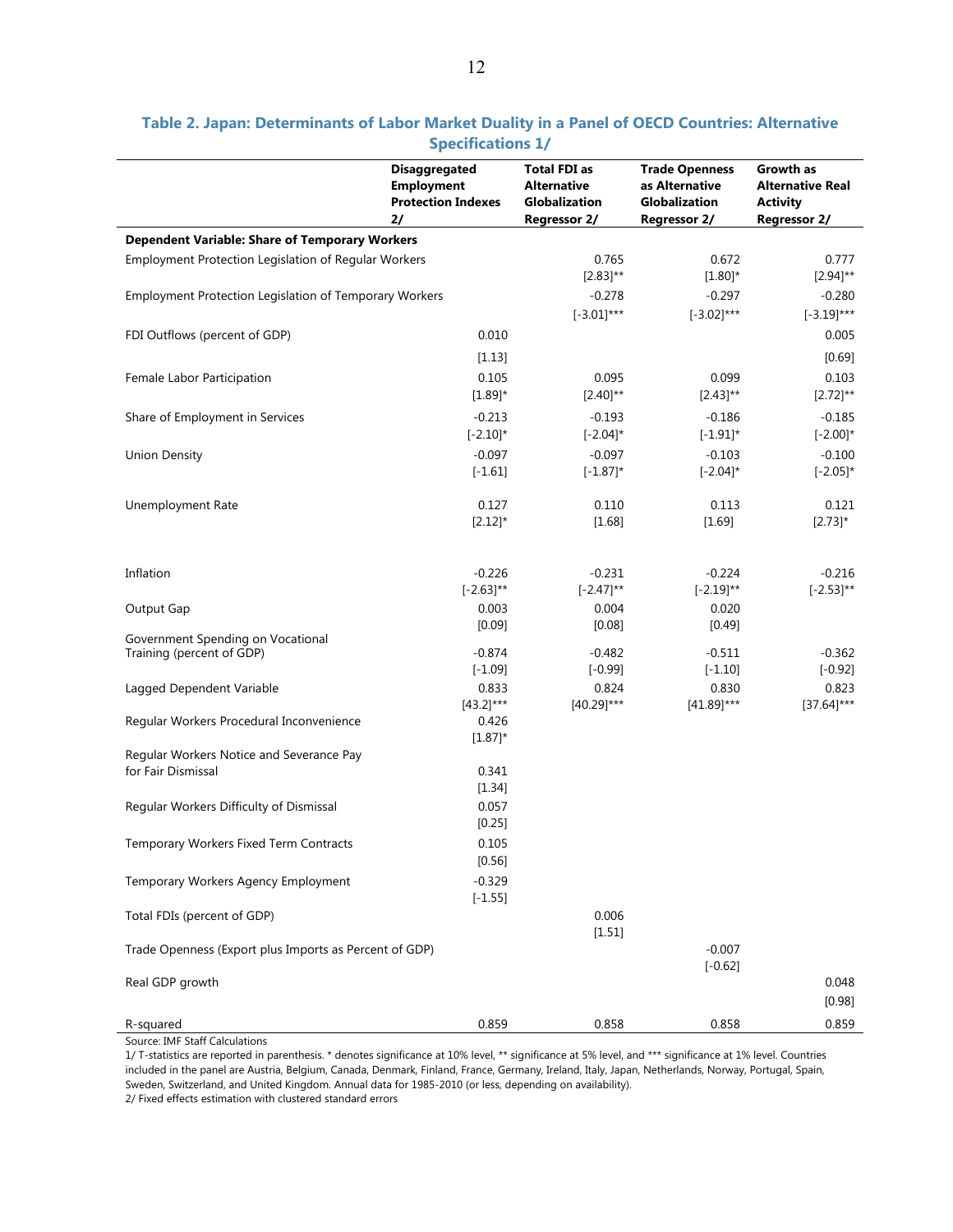**Table 2. Japan: Determinants of Labor Market Duality in a Panel of OECD Countries: Alternative Specifications 1/**

| | Disaggregated Employment Protection Indexes 2/ | Total FDI as Alternative Globalization Regressor 2/ | Trade Openness as Alternative Globalization Regressor 2/ | Growth as Alternative Real Activity Regressor 2/ |
|---|---|---|---|---|
| **Dependent Variable: Share of Temporary Workers** | | | | |
| Employment Protection Legislation of Regular Workers | | 0.765 | 0.672 | 0.777 |
| | | [2.83]** | [1.80]* | [2.94]** |
| Employment Protection Legislation of Temporary Workers | | -0.278 | -0.297 | -0.280 |
| | | [-3.01]*** | [-3.02]*** | [-3.19]*** |
| FDI Outflows (percent of GDP) | 0.010 | | | 0.005 |
| | [1.13] | | | [0.69] |
| Female Labor Participation | 0.105 | 0.095 | 0.099 | 0.103 |
| | [1.89]* | [2.40]** | [2.43]** | [2.72]** |
| Share of Employment in Services | -0.213 | -0.193 | -0.186 | -0.185 |
| | [-2.10]* | [-2.04]* | [-1.91]* | [-2.00]* |
| Union Density | -0.097 | -0.097 | -0.103 | -0.100 |
| | [-1.61] | [-1.87]* | [-2.04]* | [-2.05]* |
| Unemployment Rate | 0.127 | 0.110 | 0.113 | 0.121 |
| | [2.12]* | [1.68] | [1.69] | [2.73]* |
| Inflation | -0.226 | -0.231 | -0.224 | -0.216 |
| | [-2.63]** | [-2.47]** | [-2.19]** | [-2.53]** |
| Output Gap | 0.003 | 0.004 | 0.020 | |
| | [0.09] | [0.08] | [0.49] | |
| Government Spending on Vocational Training (percent of GDP) | -0.874 | -0.482 | -0.511 | -0.362 |
| | [-1.09] | [-0.99] | [-1.10] | [-0.92] |
| Lagged Dependent Variable | 0.833 | 0.824 | 0.830 | 0.823 |
| | [43.2]*** | [40.29]*** | [41.89]*** | [37.64]*** |
| Regular Workers Procedural Inconvenience | 0.426 | | | |
| | [1.87]* | | | |
| Regular Workers Notice and Severance Pay for Fair Dismissal | 0.341 | | | |
| | [1.34] | | | |
| Regular Workers Difficulty of Dismissal | 0.057 | | | |
| | [0.25] | | | |
| Temporary Workers Fixed Term Contracts | 0.105 | | | |
| | [0.56] | | | |
| Temporary Workers Agency Employment | -0.329 | | | |
| | [-1.55] | | | |
| Total FDIs (percent of GDP) | | 0.006 | | |
| | | [1.51] | | |
| Trade Openness (Export plus Imports as Percent of GDP) | | | -0.007 | |
| | | | [-0.62] | |
| Real GDP growth | | | | 0.048 |
| | | | | [0.98] |
| R-squared | 0.859 | 0.858 | 0.858 | 0.859 |

Source: IMF Staff Calculations

1/ T-statistics are reported in parenthesis. * denotes significance at 10% level, ** significance at 5% level, and *** significance at 1% level. Countries included in the panel are Austria, Belgium, Canada, Denmark, Finland, France, Germany, Ireland, Italy, Japan, Netherlands, Norway, Portugal, Spain, Sweden, Switzerland, and United Kingdom. Annual data for 1985-2010 (or less, depending on availability).

2/ Fixed effects estimation with clustered standard errors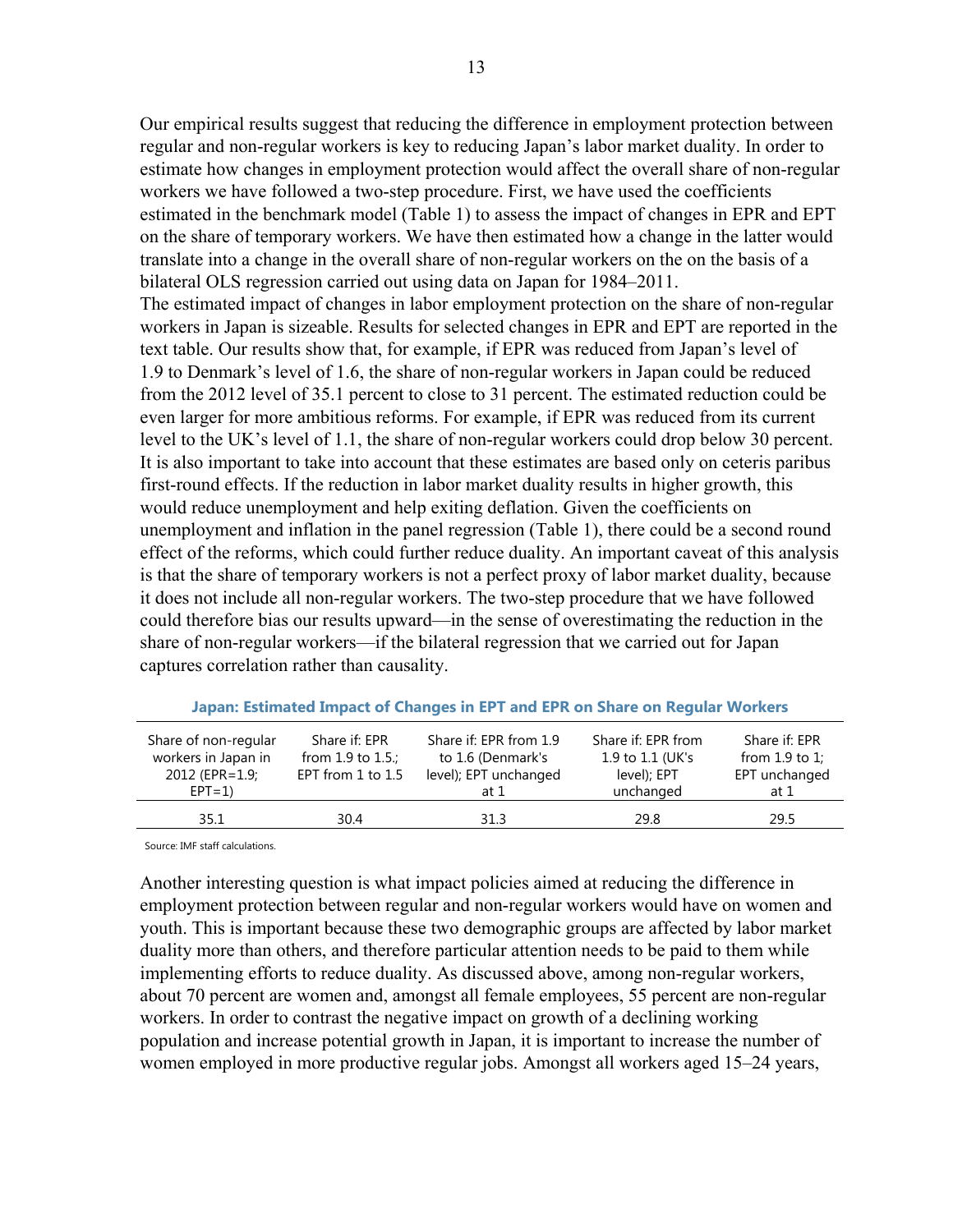Our empirical results suggest that reducing the difference in employment protection between regular and non-regular workers is key to reducing Japan's labor market duality. In order to estimate how changes in employment protection would affect the overall share of non-regular workers we have followed a two-step procedure. First, we have used the coefficients estimated in the benchmark model (Table 1) to assess the impact of changes in EPR and EPT on the share of temporary workers. We have then estimated how a change in the latter would translate into a change in the overall share of non-regular workers on the on the basis of a bilateral OLS regression carried out using data on Japan for 1984–2011.

The estimated impact of changes in labor employment protection on the share of non-regular workers in Japan is sizeable. Results for selected changes in EPR and EPT are reported in the text table. Our results show that, for example, if EPR was reduced from Japan's level of 1.9 to Denmark's level of 1.6, the share of non-regular workers in Japan could be reduced from the 2012 level of 35.1 percent to close to 31 percent. The estimated reduction could be even larger for more ambitious reforms. For example, if EPR was reduced from its current level to the UK's level of 1.1, the share of non-regular workers could drop below 30 percent. It is also important to take into account that these estimates are based only on ceteris paribus first-round effects. If the reduction in labor market duality results in higher growth, this would reduce unemployment and help exiting deflation. Given the coefficients on unemployment and inflation in the panel regression (Table 1), there could be a second round effect of the reforms, which could further reduce duality. An important caveat of this analysis is that the share of temporary workers is not a perfect proxy of labor market duality, because it does not include all non-regular workers. The two-step procedure that we have followed could therefore bias our results upward—in the sense of overestimating the reduction in the share of non-regular workers—if the bilateral regression that we carried out for Japan captures correlation rather than causality.

**Japan: Estimated Impact of Changes in EPT and EPR on Share on Regular Workers**

| Share of non-regular workers in Japan in 2012 (EPR=1.9; EPT=1) | Share if: EPR from 1.9 to 1.5.; EPT from 1 to 1.5 | Share if: EPR from 1.9 to 1.6 (Denmark's level); EPT unchanged at 1 | Share if: EPR from 1.9 to 1.1 (UK's level); EPT unchanged | Share if: EPR from 1.9 to 1; EPT unchanged at 1 |
|---|---|---|---|---|
| 35.1 | 30.4 | 31.3 | 29.8 | 29.5 |

Source: IMF staff calculations.

Another interesting question is what impact policies aimed at reducing the difference in employment protection between regular and non-regular workers would have on women and youth. This is important because these two demographic groups are affected by labor market duality more than others, and therefore particular attention needs to be paid to them while implementing efforts to reduce duality. As discussed above, among non-regular workers, about 70 percent are women and, amongst all female employees, 55 percent are non-regular workers. In order to contrast the negative impact on growth of a declining working population and increase potential growth in Japan, it is important to increase the number of women employed in more productive regular jobs. Amongst all workers aged 15–24 years,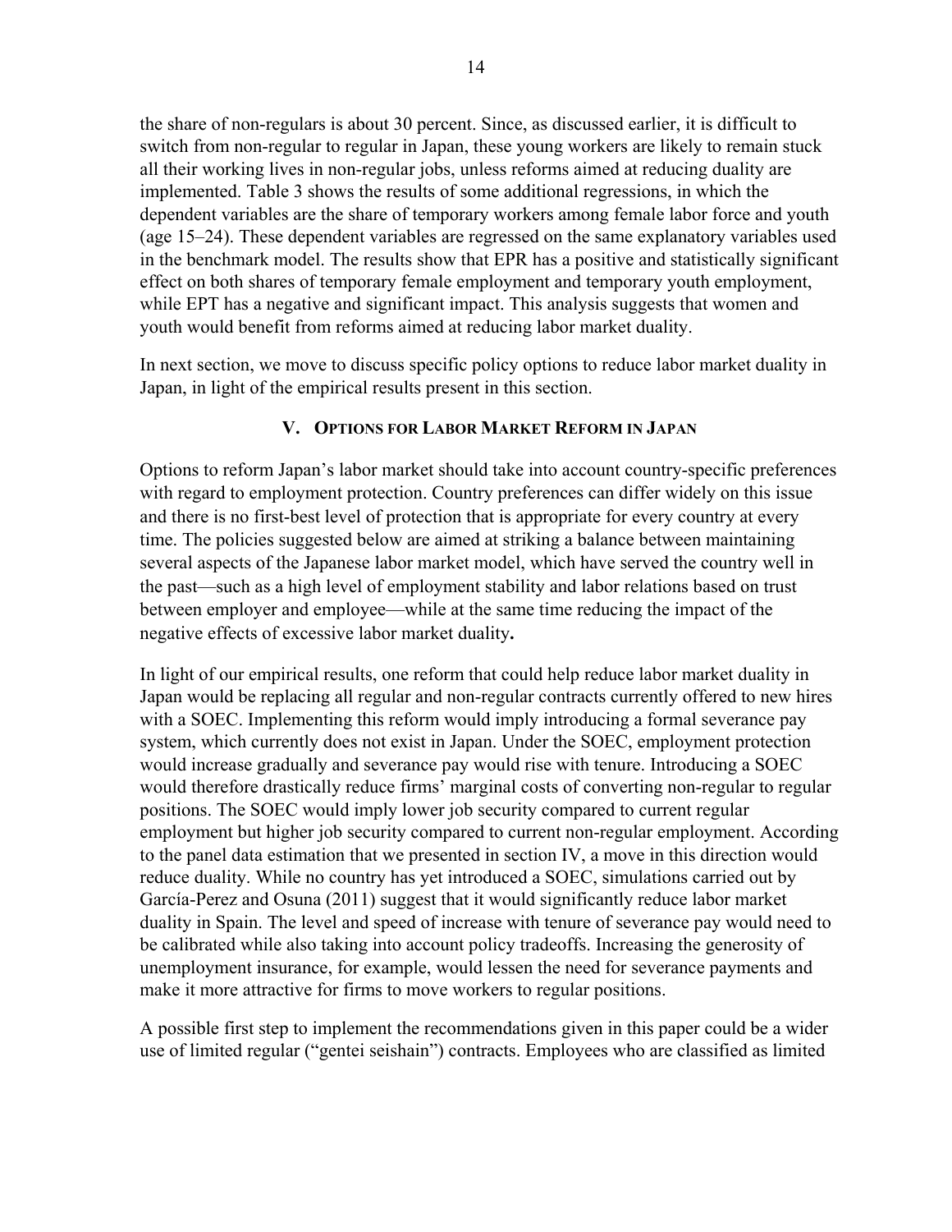the share of non-regulars is about 30 percent. Since, as discussed earlier, it is difficult to switch from non-regular to regular in Japan, these young workers are likely to remain stuck all their working lives in non-regular jobs, unless reforms aimed at reducing duality are implemented. Table 3 shows the results of some additional regressions, in which the dependent variables are the share of temporary workers among female labor force and youth (age 15–24). These dependent variables are regressed on the same explanatory variables used in the benchmark model. The results show that EPR has a positive and statistically significant effect on both shares of temporary female employment and temporary youth employment, while EPT has a negative and significant impact. This analysis suggests that women and youth would benefit from reforms aimed at reducing labor market duality.

In next section, we move to discuss specific policy options to reduce labor market duality in Japan, in light of the empirical results present in this section.

## V. Options for Labor Market Reform in Japan

Options to reform Japan's labor market should take into account country-specific preferences with regard to employment protection. Country preferences can differ widely on this issue and there is no first-best level of protection that is appropriate for every country at every time. The policies suggested below are aimed at striking a balance between maintaining several aspects of the Japanese labor market model, which have served the country well in the past—such as a high level of employment stability and labor relations based on trust between employer and employee—while at the same time reducing the impact of the negative effects of excessive labor market duality**.**

In light of our empirical results, one reform that could help reduce labor market duality in Japan would be replacing all regular and non-regular contracts currently offered to new hires with a SOEC. Implementing this reform would imply introducing a formal severance pay system, which currently does not exist in Japan. Under the SOEC, employment protection would increase gradually and severance pay would rise with tenure. Introducing a SOEC would therefore drastically reduce firms' marginal costs of converting non-regular to regular positions. The SOEC would imply lower job security compared to current regular employment but higher job security compared to current non-regular employment. According to the panel data estimation that we presented in section IV, a move in this direction would reduce duality. While no country has yet introduced a SOEC, simulations carried out by García-Perez and Osuna (2011) suggest that it would significantly reduce labor market duality in Spain. The level and speed of increase with tenure of severance pay would need to be calibrated while also taking into account policy tradeoffs. Increasing the generosity of unemployment insurance, for example, would lessen the need for severance payments and make it more attractive for firms to move workers to regular positions.

A possible first step to implement the recommendations given in this paper could be a wider use of limited regular ("gentei seishain") contracts. Employees who are classified as limited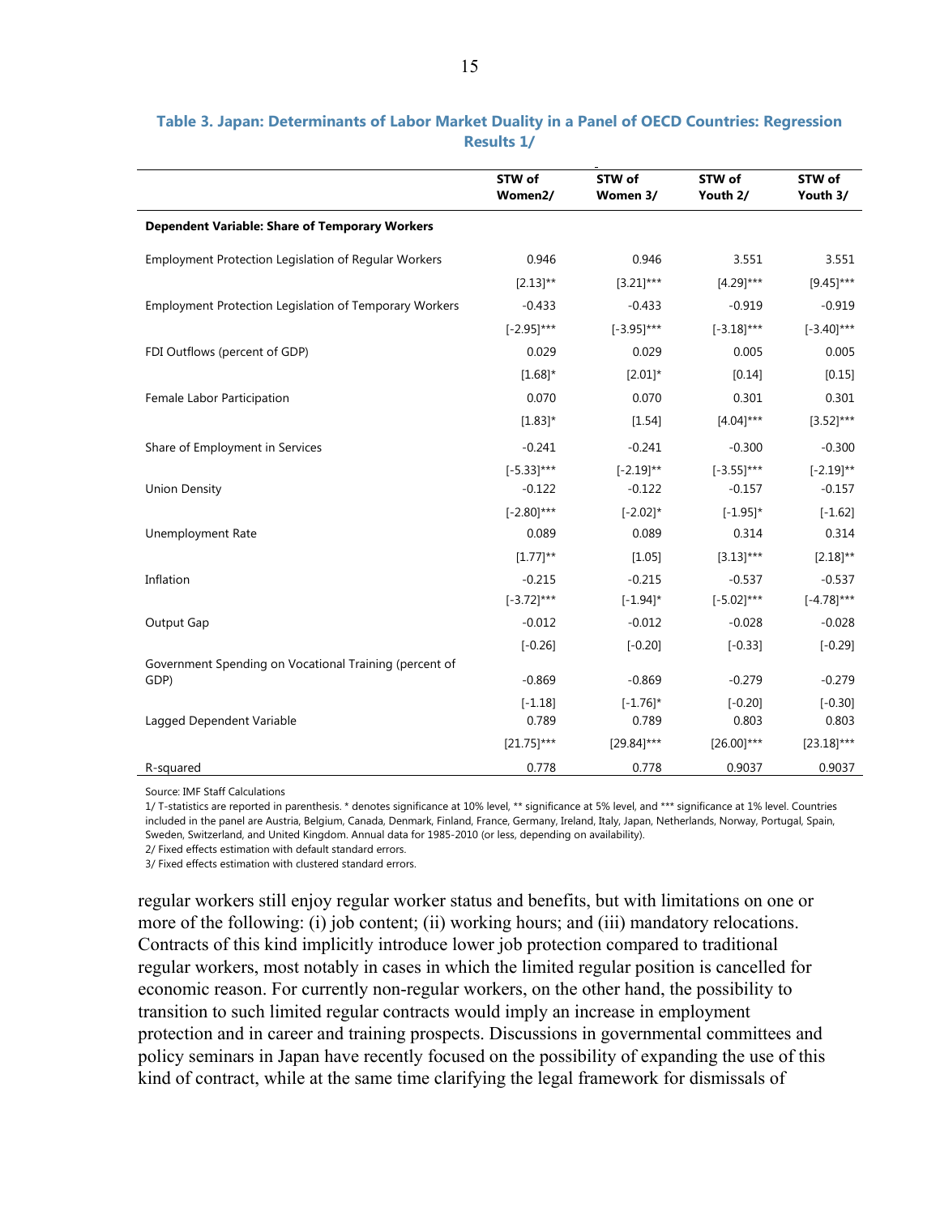**Table 3. Japan: Determinants of Labor Market Duality in a Panel of OECD Countries: Regression Results 1/**

| | STW of Women2/ | STW of Women 3/ | STW of Youth 2/ | STW of Youth 3/ |
|---|---|---|---|---|
| **Dependent Variable: Share of Temporary Workers** | | | | |
| Employment Protection Legislation of Regular Workers | 0.946 | 0.946 | 3.551 | 3.551 |
| | [2.13]** | [3.21]*** | [4.29]*** | [9.45]*** |
| Employment Protection Legislation of Temporary Workers | -0.433 | -0.433 | -0.919 | -0.919 |
| | [-2.95]*** | [-3.95]*** | [-3.18]*** | [-3.40]*** |
| FDI Outflows (percent of GDP) | 0.029 | 0.029 | 0.005 | 0.005 |
| | [1.68]* | [2.01]* | [0.14] | [0.15] |
| Female Labor Participation | 0.070 | 0.070 | 0.301 | 0.301 |
| | [1.83]* | [1.54] | [4.04]*** | [3.52]*** |
| Share of Employment in Services | -0.241 | -0.241 | -0.300 | -0.300 |
| | [-5.33]*** | [-2.19]** | [-3.55]*** | [-2.19]** |
| Union Density | -0.122 | -0.122 | -0.157 | -0.157 |
| | [-2.80]*** | [-2.02]* | [-1.95]* | [-1.62] |
| Unemployment Rate | 0.089 | 0.089 | 0.314 | 0.314 |
| | [1.77]** | [1.05] | [3.13]*** | [2.18]** |
| Inflation | -0.215 | -0.215 | -0.537 | -0.537 |
| | [-3.72]*** | [-1.94]* | [-5.02]*** | [-4.78]*** |
| Output Gap | -0.012 | -0.012 | -0.028 | -0.028 |
| | [-0.26] | [-0.20] | [-0.33] | [-0.29] |
| Government Spending on Vocational Training (percent of GDP) | -0.869 | -0.869 | -0.279 | -0.279 |
| | [-1.18] | [-1.76]* | [-0.20] | [-0.30] |
| Lagged Dependent Variable | 0.789 | 0.789 | 0.803 | 0.803 |
| | [21.75]*** | [29.84]*** | [26.00]*** | [23.18]*** |
| R-squared | 0.778 | 0.778 | 0.9037 | 0.9037 |

Source: IMF Staff Calculations

1/ T-statistics are reported in parenthesis. * denotes significance at 10% level, ** significance at 5% level, and *** significance at 1% level. Countries included in the panel are Austria, Belgium, Canada, Denmark, Finland, France, Germany, Ireland, Italy, Japan, Netherlands, Norway, Portugal, Spain, Sweden, Switzerland, and United Kingdom. Annual data for 1985-2010 (or less, depending on availability).

2/ Fixed effects estimation with default standard errors.

3/ Fixed effects estimation with clustered standard errors.

regular workers still enjoy regular worker status and benefits, but with limitations on one or more of the following: (i) job content; (ii) working hours; and (iii) mandatory relocations. Contracts of this kind implicitly introduce lower job protection compared to traditional regular workers, most notably in cases in which the limited regular position is cancelled for economic reason. For currently non-regular workers, on the other hand, the possibility to transition to such limited regular contracts would imply an increase in employment protection and in career and training prospects. Discussions in governmental committees and policy seminars in Japan have recently focused on the possibility of expanding the use of this kind of contract, while at the same time clarifying the legal framework for dismissals of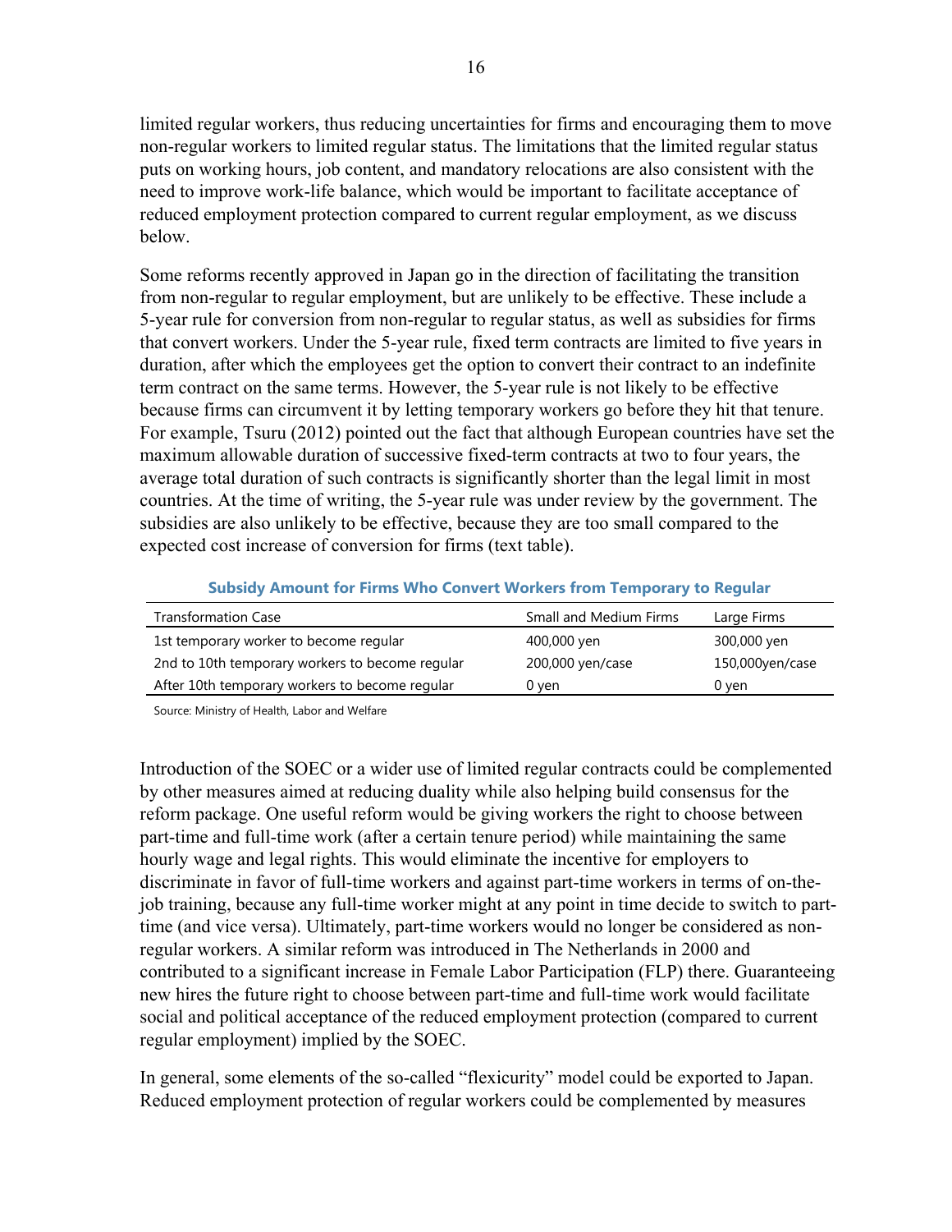limited regular workers, thus reducing uncertainties for firms and encouraging them to move non-regular workers to limited regular status. The limitations that the limited regular status puts on working hours, job content, and mandatory relocations are also consistent with the need to improve work-life balance, which would be important to facilitate acceptance of reduced employment protection compared to current regular employment, as we discuss below.

Some reforms recently approved in Japan go in the direction of facilitating the transition from non-regular to regular employment, but are unlikely to be effective. These include a 5-year rule for conversion from non-regular to regular status, as well as subsidies for firms that convert workers. Under the 5-year rule, fixed term contracts are limited to five years in duration, after which the employees get the option to convert their contract to an indefinite term contract on the same terms. However, the 5-year rule is not likely to be effective because firms can circumvent it by letting temporary workers go before they hit that tenure. For example, Tsuru (2012) pointed out the fact that although European countries have set the maximum allowable duration of successive fixed-term contracts at two to four years, the average total duration of such contracts is significantly shorter than the legal limit in most countries. At the time of writing, the 5-year rule was under review by the government. The subsidies are also unlikely to be effective, because they are too small compared to the expected cost increase of conversion for firms (text table).

**Subsidy Amount for Firms Who Convert Workers from Temporary to Regular**

| Transformation Case | Small and Medium Firms | Large Firms |
|---|---|---|
| 1st temporary worker to become regular | 400,000 yen | 300,000 yen |
| 2nd to 10th temporary workers to become regular | 200,000 yen/case | 150,000yen/case |
| After 10th temporary workers to become regular | 0 yen | 0 yen |

Source: Ministry of Health, Labor and Welfare

Introduction of the SOEC or a wider use of limited regular contracts could be complemented by other measures aimed at reducing duality while also helping build consensus for the reform package. One useful reform would be giving workers the right to choose between part-time and full-time work (after a certain tenure period) while maintaining the same hourly wage and legal rights. This would eliminate the incentive for employers to discriminate in favor of full-time workers and against part-time workers in terms of on-the-job training, because any full-time worker might at any point in time decide to switch to part-time (and vice versa). Ultimately, part-time workers would no longer be considered as non-regular workers. A similar reform was introduced in The Netherlands in 2000 and contributed to a significant increase in Female Labor Participation (FLP) there. Guaranteeing new hires the future right to choose between part-time and full-time work would facilitate social and political acceptance of the reduced employment protection (compared to current regular employment) implied by the SOEC.

In general, some elements of the so-called "flexicurity" model could be exported to Japan. Reduced employment protection of regular workers could be complemented by measures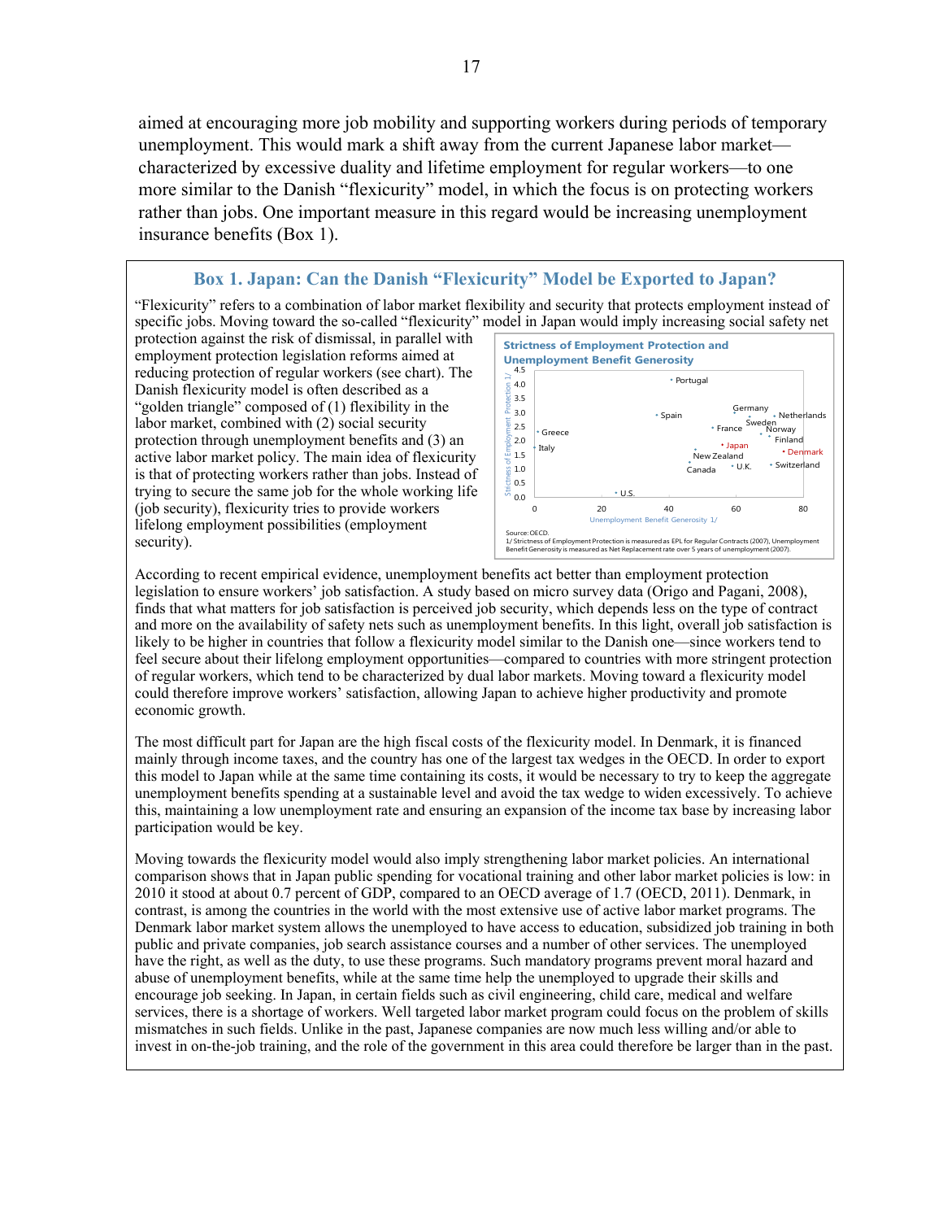aimed at encouraging more job mobility and supporting workers during periods of temporary unemployment. This would mark a shift away from the current Japanese labor market—characterized by excessive duality and lifetime employment for regular workers—to one more similar to the Danish "flexicurity" model, in which the focus is on protecting workers rather than jobs. One important measure in this regard would be increasing unemployment insurance benefits (Box 1).

### Box 1. Japan: Can the Danish "Flexicurity" Model be Exported to Japan?

"Flexicurity" refers to a combination of labor market flexibility and security that protects employment instead of specific jobs. Moving toward the so-called "flexicurity" model in Japan would imply increasing social safety net protection against the risk of dismissal, in parallel with employment protection legislation reforms aimed at reducing protection of regular workers (see chart). The Danish flexicurity model is often described as a "golden triangle" composed of (1) flexibility in the labor market, combined with (2) social security protection through unemployment benefits and (3) an active labor market policy. The main idea of flexicurity is that of protecting workers rather than jobs. Instead of trying to secure the same job for the whole working life (job security), flexicurity tries to provide workers lifelong employment possibilities (employment security).

**Strictness of Employment Protection and Unemployment Benefit Generosity**

Source: OECD.
1/ Strictness of Employment Protection is measured as EPL for Regular Contracts (2007), Unemployment Benefit Generosity is measured as Net Replacement rate over 5 years of unemployment (2007).

According to recent empirical evidence, unemployment benefits act better than employment protection legislation to ensure workers' job satisfaction. A study based on micro survey data (Origo and Pagani, 2008), finds that what matters for job satisfaction is perceived job security, which depends less on the type of contract and more on the availability of safety nets such as unemployment benefits. In this light, overall job satisfaction is likely to be higher in countries that follow a flexicurity model similar to the Danish one—since workers tend to feel secure about their lifelong employment opportunities—compared to countries with more stringent protection of regular workers, which tend to be characterized by dual labor markets. Moving toward a flexicurity model could therefore improve workers' satisfaction, allowing Japan to achieve higher productivity and promote economic growth.

The most difficult part for Japan are the high fiscal costs of the flexicurity model. In Denmark, it is financed mainly through income taxes, and the country has one of the largest tax wedges in the OECD. In order to export this model to Japan while at the same time containing its costs, it would be necessary to try to keep the aggregate unemployment benefits spending at a sustainable level and avoid the tax wedge to widen excessively. To achieve this, maintaining a low unemployment rate and ensuring an expansion of the income tax base by increasing labor participation would be key.

Moving towards the flexicurity model would also imply strengthening labor market policies. An international comparison shows that in Japan public spending for vocational training and other labor market policies is low: in 2010 it stood at about 0.7 percent of GDP, compared to an OECD average of 1.7 (OECD, 2011). Denmark, in contrast, is among the countries in the world with the most extensive use of active labor market programs. The Denmark labor market system allows the unemployed to have access to education, subsidized job training in both public and private companies, job search assistance courses and a number of other services. The unemployed have the right, as well as the duty, to use these programs. Such mandatory programs prevent moral hazard and abuse of unemployment benefits, while at the same time help the unemployed to upgrade their skills and encourage job seeking. In Japan, in certain fields such as civil engineering, child care, medical and welfare services, there is a shortage of workers. Well targeted labor market program could focus on the problem of skills mismatches in such fields. Unlike in the past, Japanese companies are now much less willing and/or able to invest in on-the-job training, and the role of the government in this area could therefore be larger than in the past.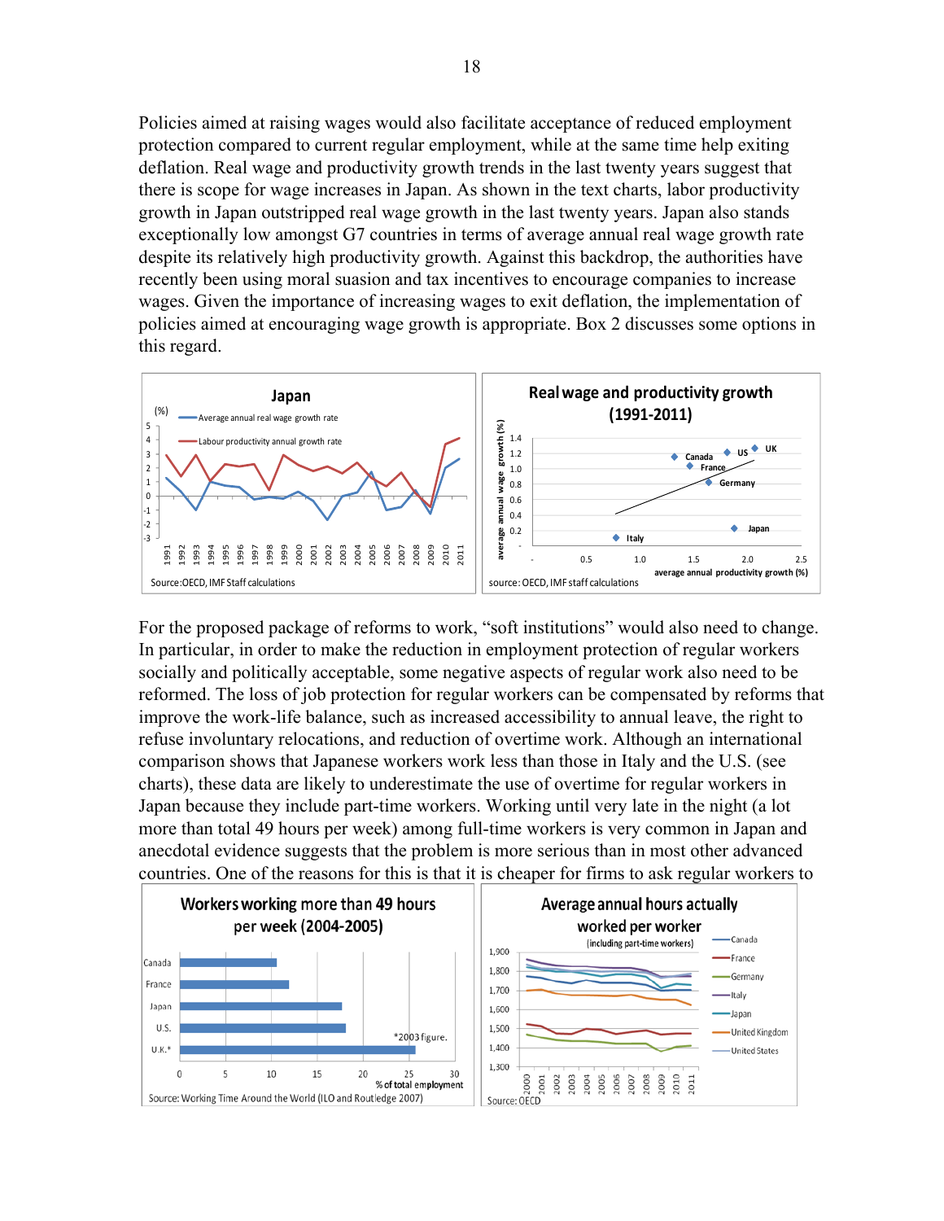Policies aimed at raising wages would also facilitate acceptance of reduced employment protection compared to current regular employment, while at the same time help exiting deflation. Real wage and productivity growth trends in the last twenty years suggest that there is scope for wage increases in Japan. As shown in the text charts, labor productivity growth in Japan outstripped real wage growth in the last twenty years. Japan also stands exceptionally low amongst G7 countries in terms of average annual real wage growth rate despite its relatively high productivity growth. Against this backdrop, the authorities have recently been using moral suasion and tax incentives to encourage companies to increase wages. Given the importance of increasing wages to exit deflation, the implementation of policies aimed at encouraging wage growth is appropriate. Box 2 discusses some options in this regard.

**Japan**

Source: OECD, IMF Staff calculations

**Real wage and productivity growth (1991-2011)**

source: OECD, IMF staff calculations

For the proposed package of reforms to work, "soft institutions" would also need to change. In particular, in order to make the reduction in employment protection of regular workers socially and politically acceptable, some negative aspects of regular work also need to be reformed. The loss of job protection for regular workers can be compensated by reforms that improve the work-life balance, such as increased accessibility to annual leave, the right to refuse involuntary relocations, and reduction of overtime work. Although an international comparison shows that Japanese workers work less than those in Italy and the U.S. (see charts), these data are likely to underestimate the use of overtime for regular workers in Japan because they include part-time workers. Working until very late in the night (a lot more than total 49 hours per week) among full-time workers is very common in Japan and anecdotal evidence suggests that the problem is more serious than in most other advanced countries. One of the reasons for this is that it is cheaper for firms to ask regular workers to

**Workers working more than 49 hours per week (2004-2005)**

*2003 figure.

Source: Working Time Around the World (ILO and Routledge 2007)

**Average annual hours actually worked per worker** (including part-time workers)

Source: OECD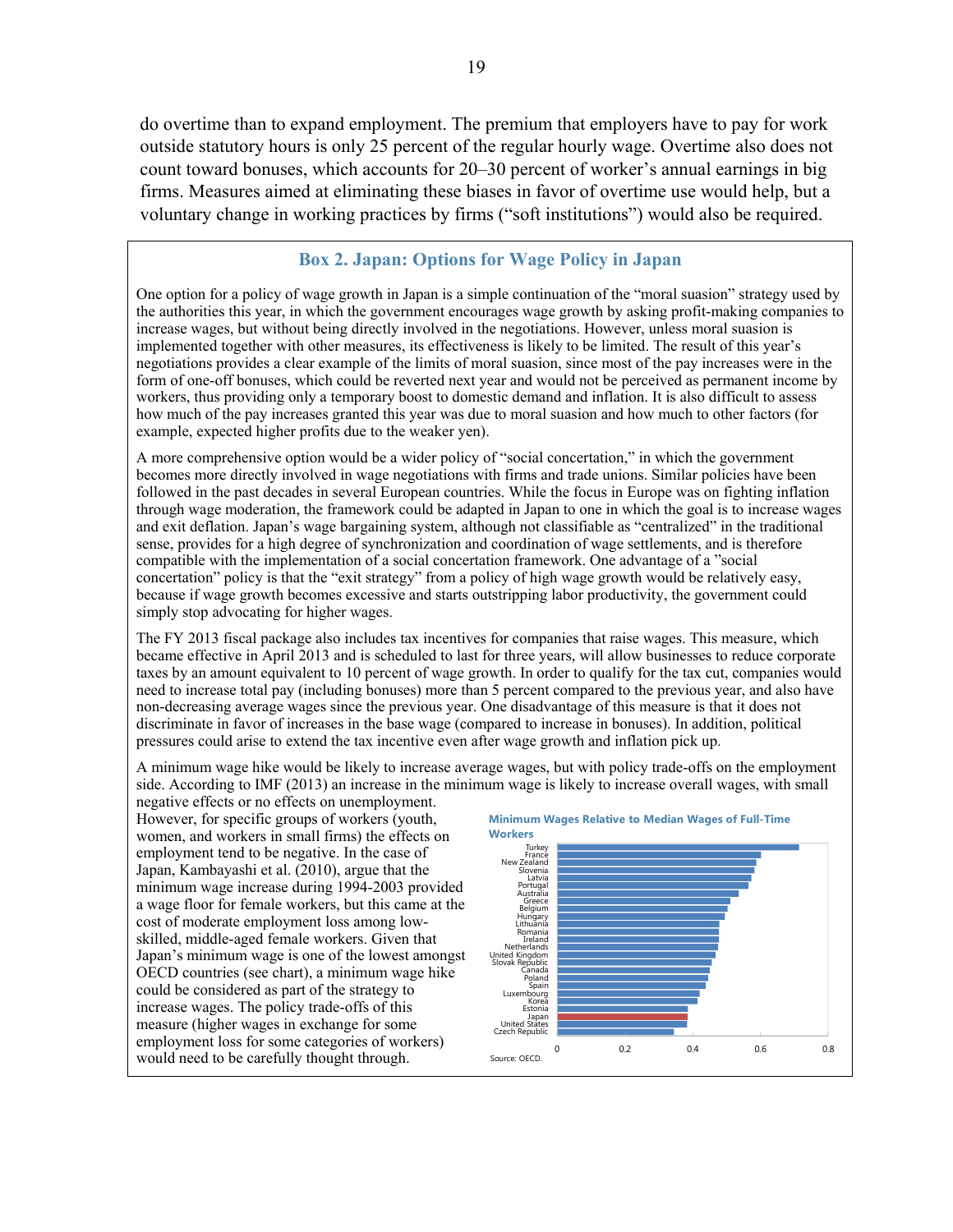do overtime than to expand employment. The premium that employers have to pay for work outside statutory hours is only 25 percent of the regular hourly wage. Overtime also does not count toward bonuses, which accounts for 20–30 percent of worker's annual earnings in big firms. Measures aimed at eliminating these biases in favor of overtime use would help, but a voluntary change in working practices by firms ("soft institutions") would also be required.

### Box 2. Japan: Options for Wage Policy in Japan

One option for a policy of wage growth in Japan is a simple continuation of the "moral suasion" strategy used by the authorities this year, in which the government encourages wage growth by asking profit-making companies to increase wages, but without being directly involved in the negotiations. However, unless moral suasion is implemented together with other measures, its effectiveness is likely to be limited. The result of this year's negotiations provides a clear example of the limits of moral suasion, since most of the pay increases were in the form of one-off bonuses, which could be reverted next year and would not be perceived as permanent income by workers, thus providing only a temporary boost to domestic demand and inflation. It is also difficult to assess how much of the pay increases granted this year was due to moral suasion and how much to other factors (for example, expected higher profits due to the weaker yen).

A more comprehensive option would be a wider policy of "social concertation," in which the government becomes more directly involved in wage negotiations with firms and trade unions. Similar policies have been followed in the past decades in several European countries. While the focus in Europe was on fighting inflation through wage moderation, the framework could be adapted in Japan to one in which the goal is to increase wages and exit deflation. Japan's wage bargaining system, although not classifiable as "centralized" in the traditional sense, provides for a high degree of synchronization and coordination of wage settlements, and is therefore compatible with the implementation of a social concertation framework. One advantage of a "social concertation" policy is that the "exit strategy" from a policy of high wage growth would be relatively easy, because if wage growth becomes excessive and starts outstripping labor productivity, the government could simply stop advocating for higher wages.

The FY 2013 fiscal package also includes tax incentives for companies that raise wages. This measure, which became effective in April 2013 and is scheduled to last for three years, will allow businesses to reduce corporate taxes by an amount equivalent to 10 percent of wage growth. In order to qualify for the tax cut, companies would need to increase total pay (including bonuses) more than 5 percent compared to the previous year, and also have non-decreasing average wages since the previous year. One disadvantage of this measure is that it does not discriminate in favor of increases in the base wage (compared to increase in bonuses). In addition, political pressures could arise to extend the tax incentive even after wage growth and inflation pick up.

A minimum wage hike would be likely to increase average wages, but with policy trade-offs on the employment side. According to IMF (2013) an increase in the minimum wage is likely to increase overall wages, with small negative effects or no effects on unemployment. However, for specific groups of workers (youth, women, and workers in small firms) the effects on employment tend to be negative. In the case of Japan, Kambayashi et al. (2010), argue that the minimum wage increase during 1994-2003 provided a wage floor for female workers, but this came at the cost of moderate employment loss among low-skilled, middle-aged female workers. Given that Japan's minimum wage is one of the lowest amongst OECD countries (see chart), a minimum wage hike could be considered as part of the strategy to increase wages. The policy trade-offs of this measure (higher wages in exchange for some employment loss for some categories of workers) would need to be carefully thought through.

**Minimum Wages Relative to Median Wages of Full-Time Workers**

Turkey, France, New Zealand, Slovenia, Latvia, Portugal, Australia, Greece, Belgium, Hungary, Lithuania, Romania, Ireland, Netherlands, United Kingdom, Slovak Republic, Canada, Poland, Spain, Luxembourg, Korea, Estonia, Japan, United States, Czech Republic

0 | 0.2 | 0.4 | 0.6 | 0.8

Source: OECD.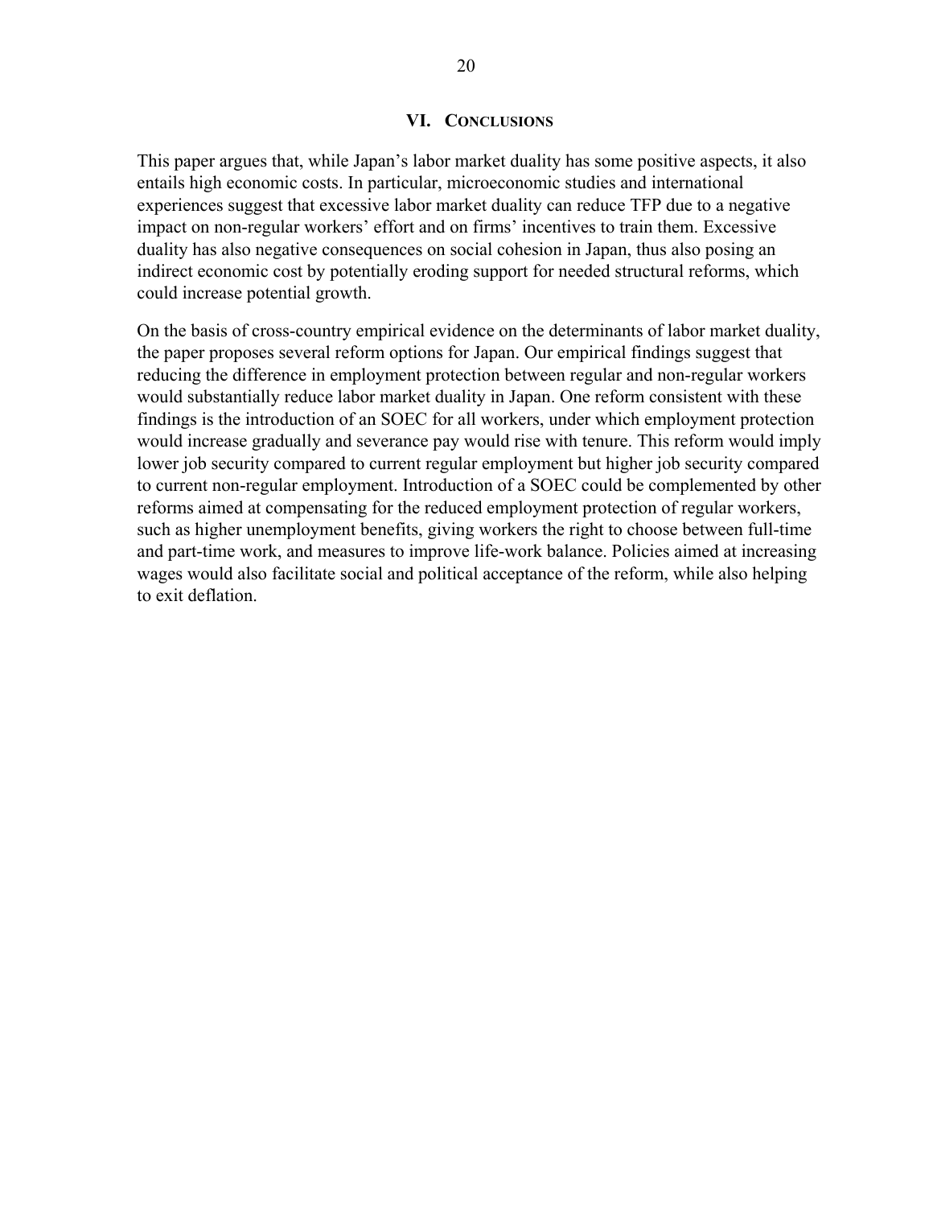# VI. Conclusions

This paper argues that, while Japan's labor market duality has some positive aspects, it also entails high economic costs. In particular, microeconomic studies and international experiences suggest that excessive labor market duality can reduce TFP due to a negative impact on non-regular workers' effort and on firms' incentives to train them. Excessive duality has also negative consequences on social cohesion in Japan, thus also posing an indirect economic cost by potentially eroding support for needed structural reforms, which could increase potential growth.

On the basis of cross-country empirical evidence on the determinants of labor market duality, the paper proposes several reform options for Japan. Our empirical findings suggest that reducing the difference in employment protection between regular and non-regular workers would substantially reduce labor market duality in Japan. One reform consistent with these findings is the introduction of an SOEC for all workers, under which employment protection would increase gradually and severance pay would rise with tenure. This reform would imply lower job security compared to current regular employment but higher job security compared to current non-regular employment. Introduction of a SOEC could be complemented by other reforms aimed at compensating for the reduced employment protection of regular workers, such as higher unemployment benefits, giving workers the right to choose between full-time and part-time work, and measures to improve life-work balance. Policies aimed at increasing wages would also facilitate social and political acceptance of the reform, while also helping to exit deflation.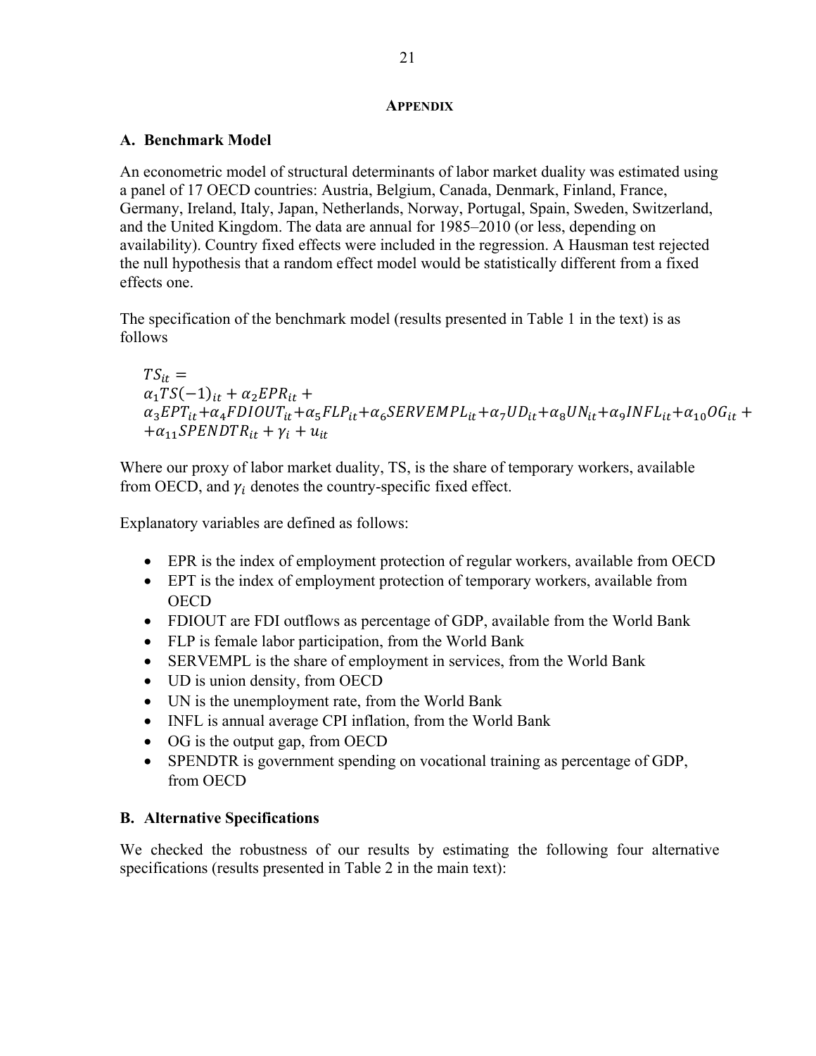## APPENDIX

### A. Benchmark Model

An econometric model of structural determinants of labor market duality was estimated using a panel of 17 OECD countries: Austria, Belgium, Canada, Denmark, Finland, France, Germany, Ireland, Italy, Japan, Netherlands, Norway, Portugal, Spain, Sweden, Switzerland, and the United Kingdom. The data are annual for 1985–2010 (or less, depending on availability). Country fixed effects were included in the regression. A Hausman test rejected the null hypothesis that a random effect model would be statistically different from a fixed effects one.

The specification of the benchmark model (results presented in Table 1 in the text) is as follows

$$
\begin{aligned}
TS_{it} = \\
\alpha_1 TS(-1)_{it} + \alpha_2 EPR_{it} + \\
\alpha_3 EPT_{it} + \alpha_4 FDIOUT_{it} + \alpha_5 FLP_{it} + \alpha_6 SERVEMPL_{it} + \alpha_7 UD_{it} + \alpha_8 UN_{it} + \alpha_9 INFL_{it} + \alpha_{10} OG_{it} + \\
+ \alpha_{11} SPENDTR_{it} + \gamma_i + u_{it}
\end{aligned}
$$

Where our proxy of labor market duality, TS, is the share of temporary workers, available from OECD, and $\gamma_i$ denotes the country-specific fixed effect.

Explanatory variables are defined as follows:

- EPR is the index of employment protection of regular workers, available from OECD
- EPT is the index of employment protection of temporary workers, available from OECD
- FDIOUT are FDI outflows as percentage of GDP, available from the World Bank
- FLP is female labor participation, from the World Bank
- SERVEMPL is the share of employment in services, from the World Bank
- UD is union density, from OECD
- UN is the unemployment rate, from the World Bank
- INFL is annual average CPI inflation, from the World Bank
- OG is the output gap, from OECD
- SPENDTR is government spending on vocational training as percentage of GDP, from OECD

### B. Alternative Specifications

We checked the robustness of our results by estimating the following four alternative specifications (results presented in Table 2 in the main text):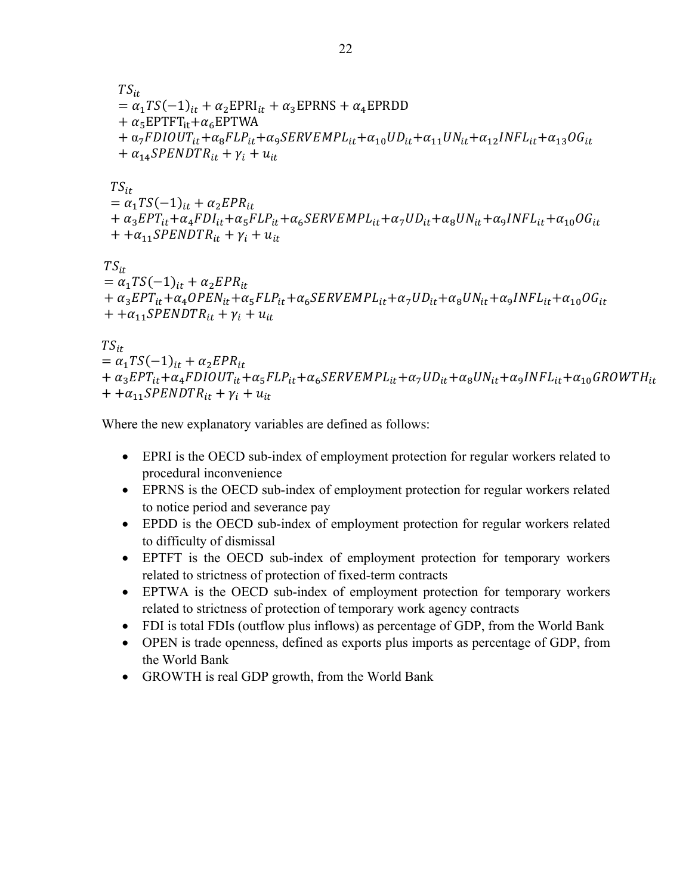$$
\begin{aligned}
TS_{it} &= \alpha_1 TS(-1)_{it} + \alpha_2 \text{EPRI}_{it} + \alpha_3 \text{EPRNS} + \alpha_4 \text{EPRDD} \\
&+ \alpha_5 \text{EPTFT}_{\text{it}} + \alpha_6 \text{EPTWA} \\
&+ \alpha_7 FDIOUT_{it} + \alpha_8 FLP_{it} + \alpha_9 SERVEMPL_{it} + \alpha_{10} UD_{it} + \alpha_{11} UN_{it} + \alpha_{12} INFL_{it} + \alpha_{13} OG_{it} \\
&+ \alpha_{14} SPENDTR_{it} + \gamma_i + u_{it}
\end{aligned}
$$

$$
\begin{aligned}
TS_{it} &= \alpha_1 TS(-1)_{it} + \alpha_2 EPR_{it} \\
&+ \alpha_3 EPT_{it} + \alpha_4 FDI_{it} + \alpha_5 FLP_{it} + \alpha_6 SERVEMPL_{it} + \alpha_7 UD_{it} + \alpha_8 UN_{it} + \alpha_9 INFL_{it} + \alpha_{10} OG_{it} \\
&+ + \alpha_{11} SPENDTR_{it} + \gamma_i + u_{it}
\end{aligned}
$$

$$
\begin{aligned}
TS_{it} &= \alpha_1 TS(-1)_{it} + \alpha_2 EPR_{it} \\
&+ \alpha_3 EPT_{it} + \alpha_4 OPEN_{it} + \alpha_5 FLP_{it} + \alpha_6 SERVEMPL_{it} + \alpha_7 UD_{it} + \alpha_8 UN_{it} + \alpha_9 INFL_{it} + \alpha_{10} OG_{it} \\
&+ + \alpha_{11} SPENDTR_{it} + \gamma_i + u_{it}
\end{aligned}
$$

$$
\begin{aligned}
TS_{it} &= \alpha_1 TS(-1)_{it} + \alpha_2 EPR_{it} \\
&+ \alpha_3 EPT_{it} + \alpha_4 FDIOUT_{it} + \alpha_5 FLP_{it} + \alpha_6 SERVEMPL_{it} + \alpha_7 UD_{it} + \alpha_8 UN_{it} + \alpha_9 INFL_{it} + \alpha_{10} GROWTH_{it} \\
&+ + \alpha_{11} SPENDTR_{it} + \gamma_i + u_{it}
\end{aligned}
$$

Where the new explanatory variables are defined as follows:

- EPRI is the OECD sub-index of employment protection for regular workers related to procedural inconvenience
- EPRNS is the OECD sub-index of employment protection for regular workers related to notice period and severance pay
- EPDD is the OECD sub-index of employment protection for regular workers related to difficulty of dismissal
- EPTFT is the OECD sub-index of employment protection for temporary workers related to strictness of protection of fixed-term contracts
- EPTWA is the OECD sub-index of employment protection for temporary workers related to strictness of protection of temporary work agency contracts
- FDI is total FDIs (outflow plus inflows) as percentage of GDP, from the World Bank
- OPEN is trade openness, defined as exports plus imports as percentage of GDP, from the World Bank
- GROWTH is real GDP growth, from the World Bank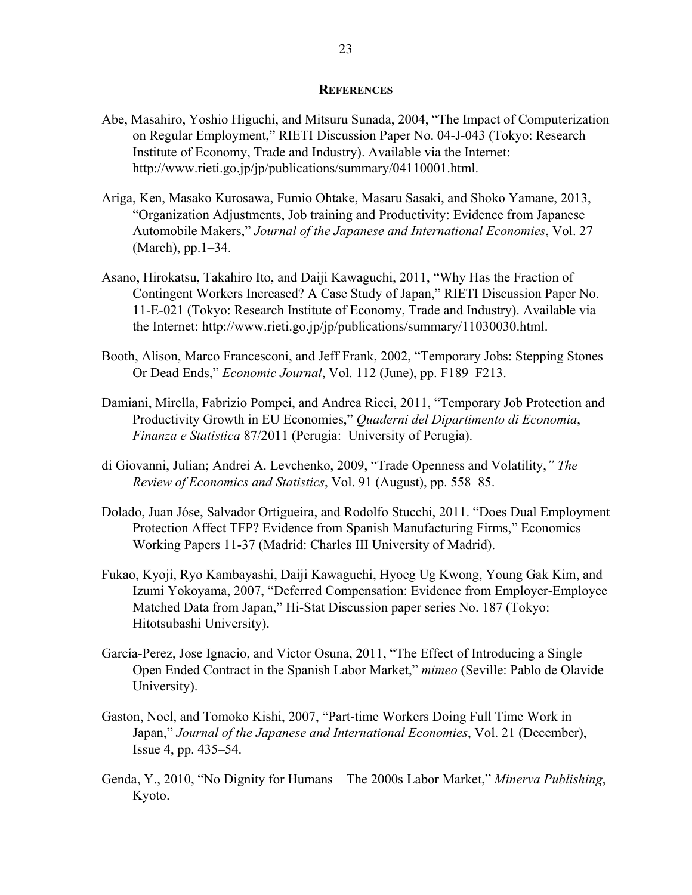## REFERENCES

Abe, Masahiro, Yoshio Higuchi, and Mitsuru Sunada, 2004, "The Impact of Computerization on Regular Employment," RIETI Discussion Paper No. 04-J-043 (Tokyo: Research Institute of Economy, Trade and Industry). Available via the Internet: http://www.rieti.go.jp/jp/publications/summary/04110001.html.

Ariga, Ken, Masako Kurosawa, Fumio Ohtake, Masaru Sasaki, and Shoko Yamane, 2013, "Organization Adjustments, Job training and Productivity: Evidence from Japanese Automobile Makers," *Journal of the Japanese and International Economies*, Vol. 27 (March), pp.1–34.

Asano, Hirokatsu, Takahiro Ito, and Daiji Kawaguchi, 2011, "Why Has the Fraction of Contingent Workers Increased? A Case Study of Japan," RIETI Discussion Paper No. 11-E-021 (Tokyo: Research Institute of Economy, Trade and Industry). Available via the Internet: http://www.rieti.go.jp/jp/publications/summary/11030030.html.

Booth, Alison, Marco Francesconi, and Jeff Frank, 2002, "Temporary Jobs: Stepping Stones Or Dead Ends," *Economic Journal*, Vol. 112 (June), pp. F189–F213.

Damiani, Mirella, Fabrizio Pompei, and Andrea Ricci, 2011, "Temporary Job Protection and Productivity Growth in EU Economies," *Quaderni del Dipartimento di Economia, Finanza e Statistica* 87/2011 (Perugia: University of Perugia).

di Giovanni, Julian; Andrei A. Levchenko, 2009, "Trade Openness and Volatility," *The Review of Economics and Statistics*, Vol. 91 (August), pp. 558–85.

Dolado, Juan Jóse, Salvador Ortigueira, and Rodolfo Stucchi, 2011. "Does Dual Employment Protection Affect TFP? Evidence from Spanish Manufacturing Firms," Economics Working Papers 11-37 (Madrid: Charles III University of Madrid).

Fukao, Kyoji, Ryo Kambayashi, Daiji Kawaguchi, Hyoeg Ug Kwong, Young Gak Kim, and Izumi Yokoyama, 2007, "Deferred Compensation: Evidence from Employer-Employee Matched Data from Japan," Hi-Stat Discussion paper series No. 187 (Tokyo: Hitotsubashi University).

García-Perez, Jose Ignacio, and Victor Osuna, 2011, "The Effect of Introducing a Single Open Ended Contract in the Spanish Labor Market," *mimeo* (Seville: Pablo de Olavide University).

Gaston, Noel, and Tomoko Kishi, 2007, "Part-time Workers Doing Full Time Work in Japan," *Journal of the Japanese and International Economies*, Vol. 21 (December), Issue 4, pp. 435–54.

Genda, Y., 2010, "No Dignity for Humans—The 2000s Labor Market," *Minerva Publishing*, Kyoto.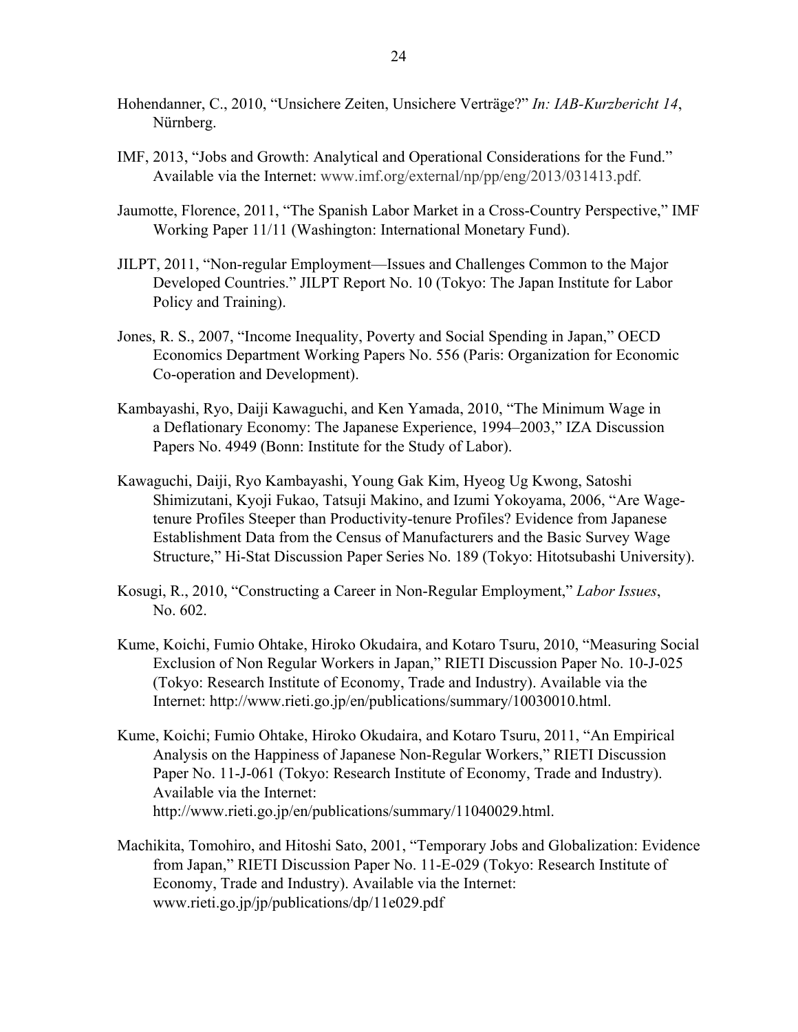Hohendanner, C., 2010, "Unsichere Zeiten, Unsichere Verträge?" *In: IAB-Kurzbericht 14*, Nürnberg.

IMF, 2013, "Jobs and Growth: Analytical and Operational Considerations for the Fund." Available via the Internet: www.imf.org/external/np/pp/eng/2013/031413.pdf.

Jaumotte, Florence, 2011, "The Spanish Labor Market in a Cross-Country Perspective," IMF Working Paper 11/11 (Washington: International Monetary Fund).

JILPT, 2011, "Non-regular Employment—Issues and Challenges Common to the Major Developed Countries." JILPT Report No. 10 (Tokyo: The Japan Institute for Labor Policy and Training).

Jones, R. S., 2007, "Income Inequality, Poverty and Social Spending in Japan," OECD Economics Department Working Papers No. 556 (Paris: Organization for Economic Co-operation and Development).

Kambayashi, Ryo, Daiji Kawaguchi, and Ken Yamada, 2010, "The Minimum Wage in a Deflationary Economy: The Japanese Experience, 1994–2003," IZA Discussion Papers No. 4949 (Bonn: Institute for the Study of Labor).

Kawaguchi, Daiji, Ryo Kambayashi, Young Gak Kim, Hyeog Ug Kwong, Satoshi Shimizutani, Kyoji Fukao, Tatsuji Makino, and Izumi Yokoyama, 2006, "Are Wage-tenure Profiles Steeper than Productivity-tenure Profiles? Evidence from Japanese Establishment Data from the Census of Manufacturers and the Basic Survey Wage Structure," Hi-Stat Discussion Paper Series No. 189 (Tokyo: Hitotsubashi University).

Kosugi, R., 2010, "Constructing a Career in Non-Regular Employment," *Labor Issues*, No. 602.

Kume, Koichi, Fumio Ohtake, Hiroko Okudaira, and Kotaro Tsuru, 2010, "Measuring Social Exclusion of Non Regular Workers in Japan," RIETI Discussion Paper No. 10-J-025 (Tokyo: Research Institute of Economy, Trade and Industry). Available via the Internet: http://www.rieti.go.jp/en/publications/summary/10030010.html.

Kume, Koichi; Fumio Ohtake, Hiroko Okudaira, and Kotaro Tsuru, 2011, "An Empirical Analysis on the Happiness of Japanese Non-Regular Workers," RIETI Discussion Paper No. 11-J-061 (Tokyo: Research Institute of Economy, Trade and Industry). Available via the Internet: http://www.rieti.go.jp/en/publications/summary/11040029.html.

Machikita, Tomohiro, and Hitoshi Sato, 2001, "Temporary Jobs and Globalization: Evidence from Japan," RIETI Discussion Paper No. 11-E-029 (Tokyo: Research Institute of Economy, Trade and Industry). Available via the Internet: www.rieti.go.jp/jp/publications/dp/11e029.pdf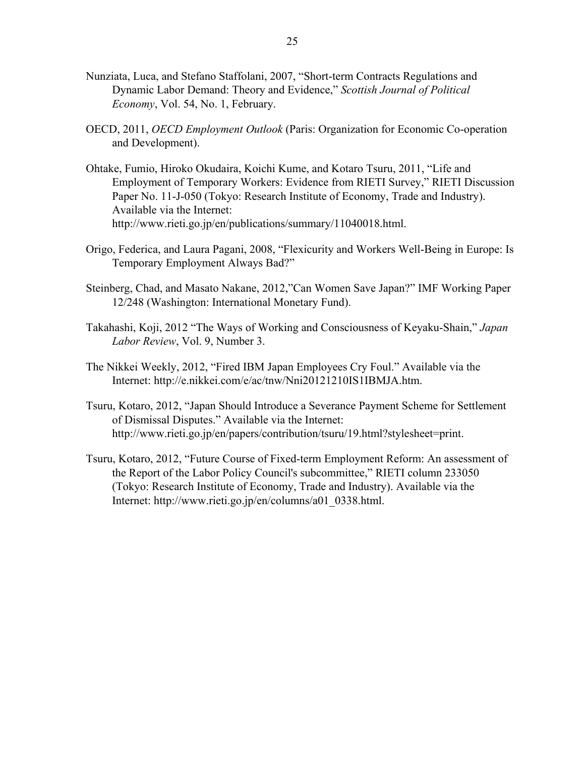Nunziata, Luca, and Stefano Staffolani, 2007, "Short-term Contracts Regulations and Dynamic Labor Demand: Theory and Evidence," *Scottish Journal of Political Economy*, Vol. 54, No. 1, February.

OECD, 2011, *OECD Employment Outlook* (Paris: Organization for Economic Co-operation and Development).

Ohtake, Fumio, Hiroko Okudaira, Koichi Kume, and Kotaro Tsuru, 2011, "Life and Employment of Temporary Workers: Evidence from RIETI Survey," RIETI Discussion Paper No. 11-J-050 (Tokyo: Research Institute of Economy, Trade and Industry). Available via the Internet: http://www.rieti.go.jp/en/publications/summary/11040018.html.

Origo, Federica, and Laura Pagani, 2008, "Flexicurity and Workers Well-Being in Europe: Is Temporary Employment Always Bad?"

Steinberg, Chad, and Masato Nakane, 2012,"Can Women Save Japan?" IMF Working Paper 12/248 (Washington: International Monetary Fund).

Takahashi, Koji, 2012 "The Ways of Working and Consciousness of Keyaku-Shain," *Japan Labor Review*, Vol. 9, Number 3.

The Nikkei Weekly, 2012, "Fired IBM Japan Employees Cry Foul." Available via the Internet: http://e.nikkei.com/e/ac/tnw/Nni20121210IS1IBMJA.htm.

Tsuru, Kotaro, 2012, "Japan Should Introduce a Severance Payment Scheme for Settlement of Dismissal Disputes." Available via the Internet: http://www.rieti.go.jp/en/papers/contribution/tsuru/19.html?stylesheet=print.

Tsuru, Kotaro, 2012, "Future Course of Fixed-term Employment Reform: An assessment of the Report of the Labor Policy Council's subcommittee," RIETI column 233050 (Tokyo: Research Institute of Economy, Trade and Industry). Available via the Internet: http://www.rieti.go.jp/en/columns/a01_0338.html.